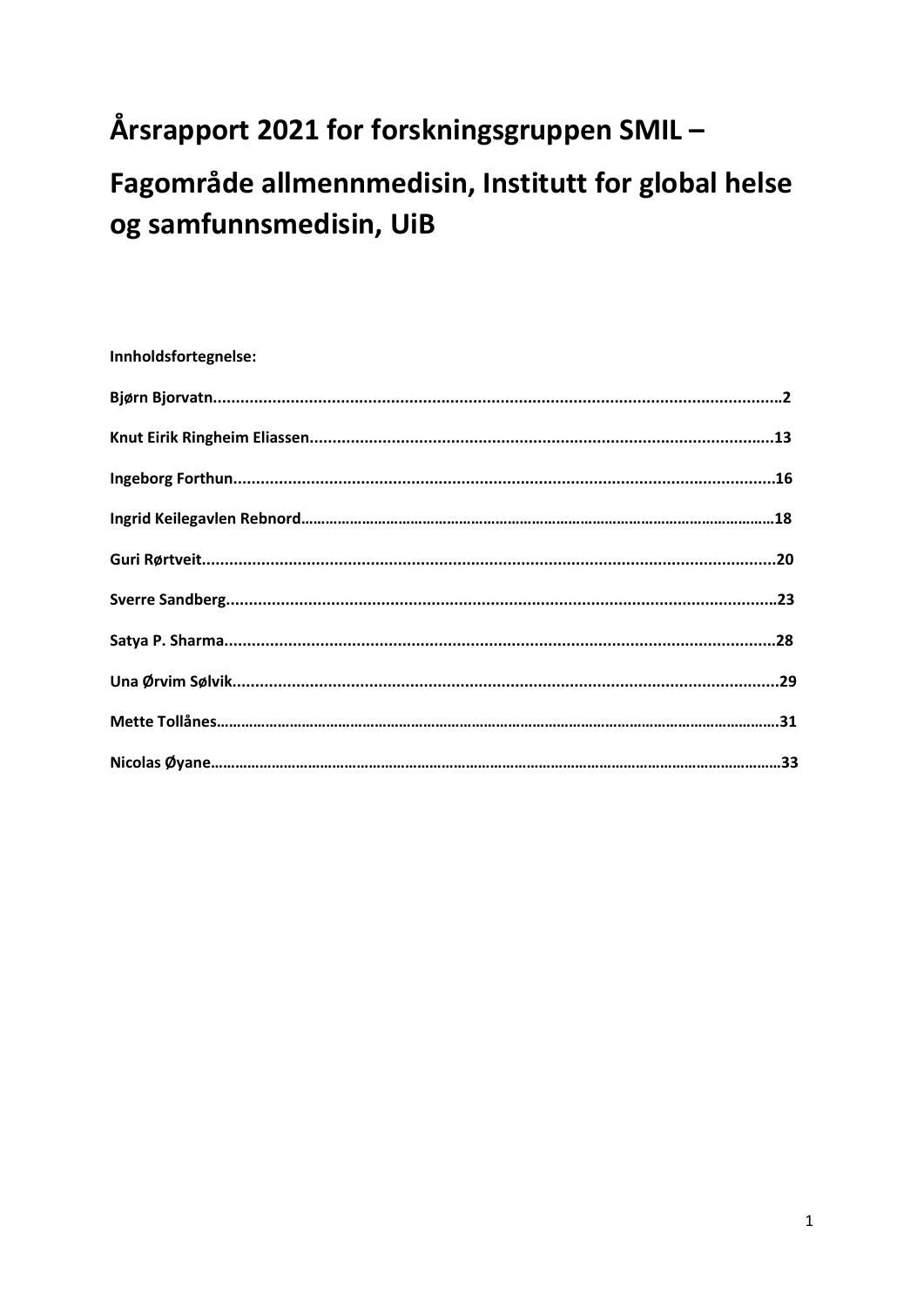# Årsrapport 2021 for forskningsgruppen SMIL – Fagområde allmennmedisin, Institutt for global helse og samfunnsmedisin, UiB

**Innholdsfortegnelse:**

**Bjørn Bjorvatn............................................................................................................................2**

**Knut Eirik Ringheim Eliassen....................................................................................................13**

**Ingeborg Forthun.....................................................................................................................16**

**Ingrid Keilegavlen Rebnord………………………………………………………………………………………………………18**

**Guri Rørtveit............................................................................................................................20**

**Sverre Sandberg.......................................................................................................................23**

**Satya P. Sharma........................................................................................................................28**

**Una Ørvim Sølvik......................................................................................................................29**

**Mette Tollånes……………………………………………………………………………………………………………………………31**

**Nicolas Øyane…………………………………………………………………………………………………………………………….33**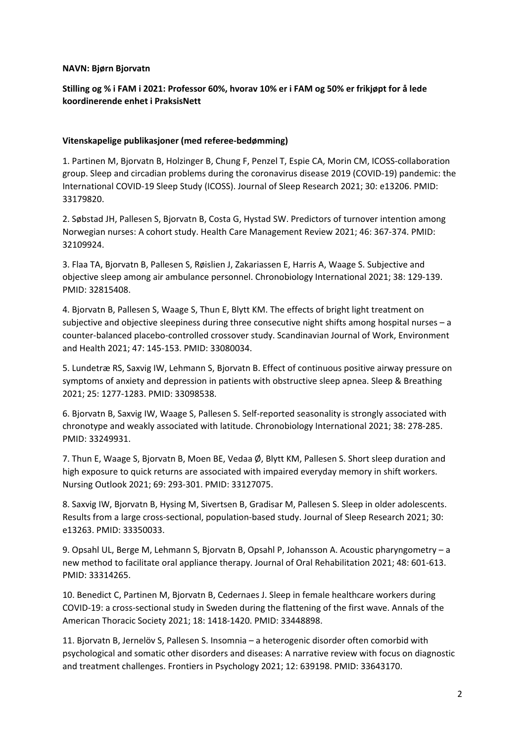**NAVN: Bjørn Bjorvatn**

**Stilling og % i FAM i 2021: Professor 60%, hvorav 10% er i FAM og 50% er frikjøpt for å lede koordinerende enhet i PraksisNett**

**Vitenskapelige publikasjoner (med referee-bedømming)**

1. Partinen M, Bjorvatn B, Holzinger B, Chung F, Penzel T, Espie CA, Morin CM, ICOSS-collaboration group. Sleep and circadian problems during the coronavirus disease 2019 (COVID-19) pandemic: the International COVID-19 Sleep Study (ICOSS). Journal of Sleep Research 2021; 30: e13206. PMID: 33179820.

2. Søbstad JH, Pallesen S, Bjorvatn B, Costa G, Hystad SW. Predictors of turnover intention among Norwegian nurses: A cohort study. Health Care Management Review 2021; 46: 367-374. PMID: 32109924.

3. Flaa TA, Bjorvatn B, Pallesen S, Røislien J, Zakariassen E, Harris A, Waage S. Subjective and objective sleep among air ambulance personnel. Chronobiology International 2021; 38: 129-139. PMID: 32815408.

4. Bjorvatn B, Pallesen S, Waage S, Thun E, Blytt KM. The effects of bright light treatment on subjective and objective sleepiness during three consecutive night shifts among hospital nurses – a counter-balanced placebo-controlled crossover study. Scandinavian Journal of Work, Environment and Health 2021; 47: 145-153. PMID: 33080034.

5. Lundetræ RS, Saxvig IW, Lehmann S, Bjorvatn B. Effect of continuous positive airway pressure on symptoms of anxiety and depression in patients with obstructive sleep apnea. Sleep & Breathing 2021; 25: 1277-1283. PMID: 33098538.

6. Bjorvatn B, Saxvig IW, Waage S, Pallesen S. Self-reported seasonality is strongly associated with chronotype and weakly associated with latitude. Chronobiology International 2021; 38: 278-285. PMID: 33249931.

7. Thun E, Waage S, Bjorvatn B, Moen BE, Vedaa Ø, Blytt KM, Pallesen S. Short sleep duration and high exposure to quick returns are associated with impaired everyday memory in shift workers. Nursing Outlook 2021; 69: 293-301. PMID: 33127075.

8. Saxvig IW, Bjorvatn B, Hysing M, Sivertsen B, Gradisar M, Pallesen S. Sleep in older adolescents. Results from a large cross-sectional, population-based study. Journal of Sleep Research 2021; 30: e13263. PMID: 33350033.

9. Opsahl UL, Berge M, Lehmann S, Bjorvatn B, Opsahl P, Johansson A. Acoustic pharyngometry – a new method to facilitate oral appliance therapy. Journal of Oral Rehabilitation 2021; 48: 601-613. PMID: 33314265.

10. Benedict C, Partinen M, Bjorvatn B, Cedernaes J. Sleep in female healthcare workers during COVID-19: a cross-sectional study in Sweden during the flattening of the first wave. Annals of the American Thoracic Society 2021; 18: 1418-1420. PMID: 33448898.

11. Bjorvatn B, Jernelöv S, Pallesen S. Insomnia – a heterogenic disorder often comorbid with psychological and somatic other disorders and diseases: A narrative review with focus on diagnostic and treatment challenges. Frontiers in Psychology 2021; 12: 639198. PMID: 33643170.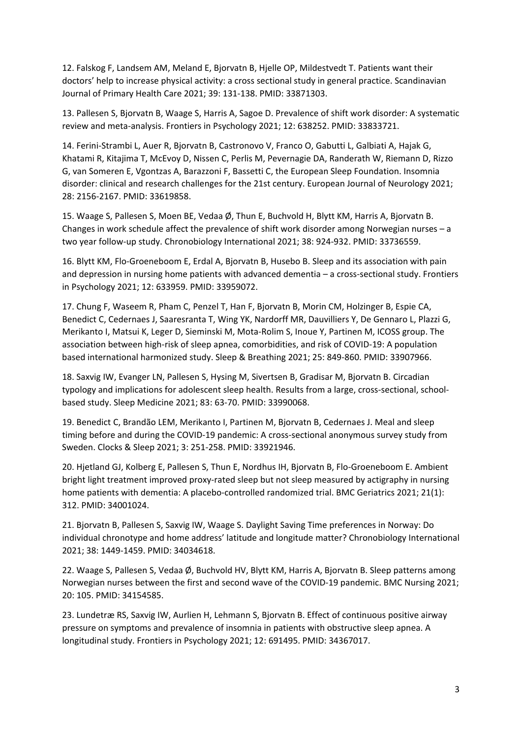12. Falskog F, Landsem AM, Meland E, Bjorvatn B, Hjelle OP, Mildestvedt T. Patients want their doctors' help to increase physical activity: a cross sectional study in general practice. Scandinavian Journal of Primary Health Care 2021; 39: 131-138. PMID: 33871303.

13. Pallesen S, Bjorvatn B, Waage S, Harris A, Sagoe D. Prevalence of shift work disorder: A systematic review and meta-analysis. Frontiers in Psychology 2021; 12: 638252. PMID: 33833721.

14. Ferini-Strambi L, Auer R, Bjorvatn B, Castronovo V, Franco O, Gabutti L, Galbiati A, Hajak G, Khatami R, Kitajima T, McEvoy D, Nissen C, Perlis M, Pevernagie DA, Randerath W, Riemann D, Rizzo G, van Someren E, Vgontzas A, Barazzoni F, Bassetti C, the European Sleep Foundation. Insomnia disorder: clinical and research challenges for the 21st century. European Journal of Neurology 2021; 28: 2156-2167. PMID: 33619858.

15. Waage S, Pallesen S, Moen BE, Vedaa Ø, Thun E, Buchvold H, Blytt KM, Harris A, Bjorvatn B. Changes in work schedule affect the prevalence of shift work disorder among Norwegian nurses – a two year follow-up study. Chronobiology International 2021; 38: 924-932. PMID: 33736559.

16. Blytt KM, Flo-Groeneboom E, Erdal A, Bjorvatn B, Husebo B. Sleep and its association with pain and depression in nursing home patients with advanced dementia – a cross-sectional study. Frontiers in Psychology 2021; 12: 633959. PMID: 33959072.

17. Chung F, Waseem R, Pham C, Penzel T, Han F, Bjorvatn B, Morin CM, Holzinger B, Espie CA, Benedict C, Cedernaes J, Saaresranta T, Wing YK, Nardorff MR, Dauvilliers Y, De Gennaro L, Plazzi G, Merikanto I, Matsui K, Leger D, Sieminski M, Mota-Rolim S, Inoue Y, Partinen M, ICOSS group. The association between high-risk of sleep apnea, comorbidities, and risk of COVID-19: A population based international harmonized study. Sleep & Breathing 2021; 25: 849-860. PMID: 33907966.

18. Saxvig IW, Evanger LN, Pallesen S, Hysing M, Sivertsen B, Gradisar M, Bjorvatn B. Circadian typology and implications for adolescent sleep health. Results from a large, cross-sectional, school-based study. Sleep Medicine 2021; 83: 63-70. PMID: 33990068.

19. Benedict C, Brandão LEM, Merikanto I, Partinen M, Bjorvatn B, Cedernaes J. Meal and sleep timing before and during the COVID-19 pandemic: A cross-sectional anonymous survey study from Sweden. Clocks & Sleep 2021; 3: 251-258. PMID: 33921946.

20. Hjetland GJ, Kolberg E, Pallesen S, Thun E, Nordhus IH, Bjorvatn B, Flo-Groeneboom E. Ambient bright light treatment improved proxy-rated sleep but not sleep measured by actigraphy in nursing home patients with dementia: A placebo-controlled randomized trial. BMC Geriatrics 2021; 21(1): 312. PMID: 34001024.

21. Bjorvatn B, Pallesen S, Saxvig IW, Waage S. Daylight Saving Time preferences in Norway: Do individual chronotype and home address' latitude and longitude matter? Chronobiology International 2021; 38: 1449-1459. PMID: 34034618.

22. Waage S, Pallesen S, Vedaa Ø, Buchvold HV, Blytt KM, Harris A, Bjorvatn B. Sleep patterns among Norwegian nurses between the first and second wave of the COVID-19 pandemic. BMC Nursing 2021; 20: 105. PMID: 34154585.

23. Lundetræ RS, Saxvig IW, Aurlien H, Lehmann S, Bjorvatn B. Effect of continuous positive airway pressure on symptoms and prevalence of insomnia in patients with obstructive sleep apnea. A longitudinal study. Frontiers in Psychology 2021; 12: 691495. PMID: 34367017.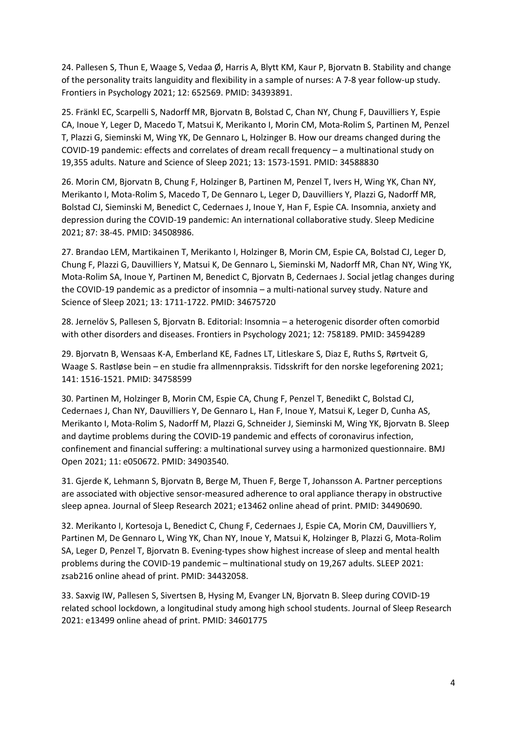24. Pallesen S, Thun E, Waage S, Vedaa Ø, Harris A, Blytt KM, Kaur P, Bjorvatn B. Stability and change of the personality traits languidity and flexibility in a sample of nurses: A 7-8 year follow-up study. Frontiers in Psychology 2021; 12: 652569. PMID: 34393891.

25. Fränkl EC, Scarpelli S, Nadorff MR, Bjorvatn B, Bolstad C, Chan NY, Chung F, Dauvilliers Y, Espie CA, Inoue Y, Leger D, Macedo T, Matsui K, Merikanto I, Morin CM, Mota-Rolim S, Partinen M, Penzel T, Plazzi G, Sieminski M, Wing YK, De Gennaro L, Holzinger B. How our dreams changed during the COVID-19 pandemic: effects and correlates of dream recall frequency – a multinational study on 19,355 adults. Nature and Science of Sleep 2021; 13: 1573-1591. PMID: 34588830

26. Morin CM, Bjorvatn B, Chung F, Holzinger B, Partinen M, Penzel T, Ivers H, Wing YK, Chan NY, Merikanto I, Mota-Rolim S, Macedo T, De Gennaro L, Leger D, Dauvilliers Y, Plazzi G, Nadorff MR, Bolstad CJ, Sieminski M, Benedict C, Cedernaes J, Inoue Y, Han F, Espie CA. Insomnia, anxiety and depression during the COVID-19 pandemic: An international collaborative study. Sleep Medicine 2021; 87: 38-45. PMID: 34508986.

27. Brandao LEM, Martikainen T, Merikanto I, Holzinger B, Morin CM, Espie CA, Bolstad CJ, Leger D, Chung F, Plazzi G, Dauvilliers Y, Matsui K, De Gennaro L, Sieminski M, Nadorff MR, Chan NY, Wing YK, Mota-Rolim SA, Inoue Y, Partinen M, Benedict C, Bjorvatn B, Cedernaes J. Social jetlag changes during the COVID-19 pandemic as a predictor of insomnia – a multi-national survey study. Nature and Science of Sleep 2021; 13: 1711-1722. PMID: 34675720

28. Jernelöv S, Pallesen S, Bjorvatn B. Editorial: Insomnia – a heterogenic disorder often comorbid with other disorders and diseases. Frontiers in Psychology 2021; 12: 758189. PMID: 34594289

29. Bjorvatn B, Wensaas K-A, Emberland KE, Fadnes LT, Litleskare S, Diaz E, Ruths S, Rørtveit G, Waage S. Rastløse bein – en studie fra allmennpraksis. Tidsskrift for den norske legeforening 2021; 141: 1516-1521. PMID: 34758599

30. Partinen M, Holzinger B, Morin CM, Espie CA, Chung F, Penzel T, Benedikt C, Bolstad CJ, Cedernaes J, Chan NY, Dauvilliers Y, De Gennaro L, Han F, Inoue Y, Matsui K, Leger D, Cunha AS, Merikanto I, Mota-Rolim S, Nadorff M, Plazzi G, Schneider J, Sieminski M, Wing YK, Bjorvatn B. Sleep and daytime problems during the COVID-19 pandemic and effects of coronavirus infection, confinement and financial suffering: a multinational survey using a harmonized questionnaire. BMJ Open 2021; 11: e050672. PMID: 34903540.

31. Gjerde K, Lehmann S, Bjorvatn B, Berge M, Thuen F, Berge T, Johansson A. Partner perceptions are associated with objective sensor-measured adherence to oral appliance therapy in obstructive sleep apnea. Journal of Sleep Research 2021; e13462 online ahead of print. PMID: 34490690.

32. Merikanto I, Kortesoja L, Benedict C, Chung F, Cedernaes J, Espie CA, Morin CM, Dauvilliers Y, Partinen M, De Gennaro L, Wing YK, Chan NY, Inoue Y, Matsui K, Holzinger B, Plazzi G, Mota-Rolim SA, Leger D, Penzel T, Bjorvatn B. Evening-types show highest increase of sleep and mental health problems during the COVID-19 pandemic – multinational study on 19,267 adults. SLEEP 2021: zsab216 online ahead of print. PMID: 34432058.

33. Saxvig IW, Pallesen S, Sivertsen B, Hysing M, Evanger LN, Bjorvatn B. Sleep during COVID-19 related school lockdown, a longitudinal study among high school students. Journal of Sleep Research 2021: e13499 online ahead of print. PMID: 34601775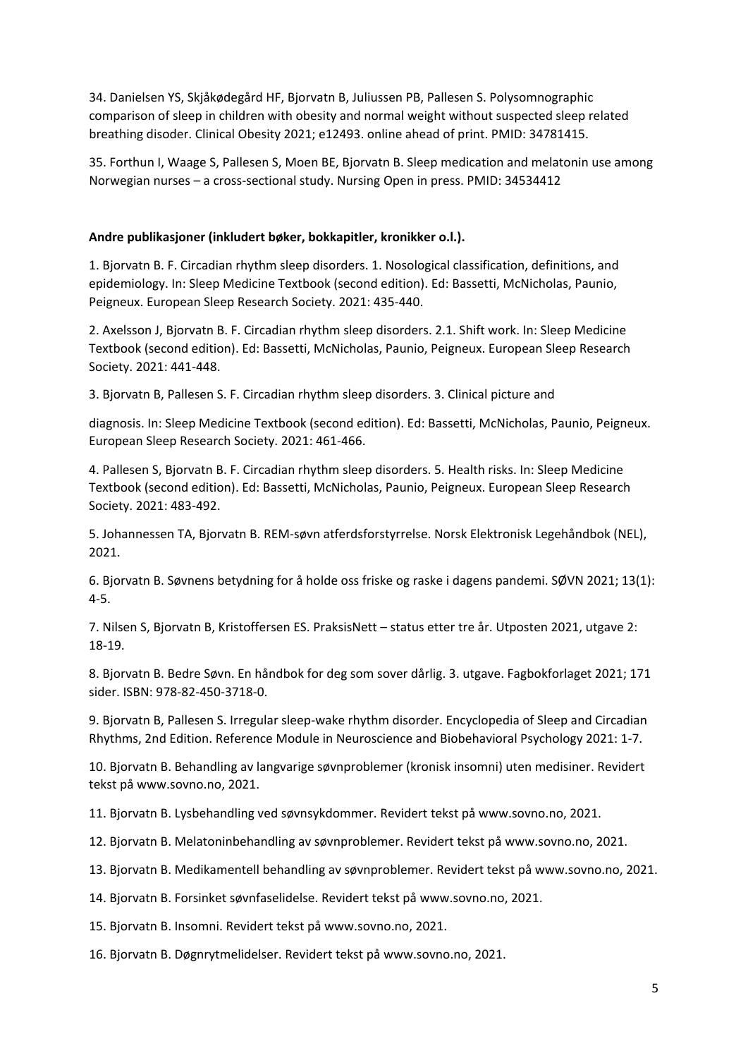34. Danielsen YS, Skjåkødegård HF, Bjorvatn B, Juliussen PB, Pallesen S. Polysomnographic comparison of sleep in children with obesity and normal weight without suspected sleep related breathing disoder. Clinical Obesity 2021; e12493. online ahead of print. PMID: 34781415.

35. Forthun I, Waage S, Pallesen S, Moen BE, Bjorvatn B. Sleep medication and melatonin use among Norwegian nurses – a cross-sectional study. Nursing Open in press. PMID: 34534412

**Andre publikasjoner (inkludert bøker, bokkapitler, kronikker o.l.).**

1. Bjorvatn B. F. Circadian rhythm sleep disorders. 1. Nosological classification, definitions, and epidemiology. In: Sleep Medicine Textbook (second edition). Ed: Bassetti, McNicholas, Paunio, Peigneux. European Sleep Research Society. 2021: 435-440.

2. Axelsson J, Bjorvatn B. F. Circadian rhythm sleep disorders. 2.1. Shift work. In: Sleep Medicine Textbook (second edition). Ed: Bassetti, McNicholas, Paunio, Peigneux. European Sleep Research Society. 2021: 441-448.

3. Bjorvatn B, Pallesen S. F. Circadian rhythm sleep disorders. 3. Clinical picture and

diagnosis. In: Sleep Medicine Textbook (second edition). Ed: Bassetti, McNicholas, Paunio, Peigneux. European Sleep Research Society. 2021: 461-466.

4. Pallesen S, Bjorvatn B. F. Circadian rhythm sleep disorders. 5. Health risks. In: Sleep Medicine Textbook (second edition). Ed: Bassetti, McNicholas, Paunio, Peigneux. European Sleep Research Society. 2021: 483-492.

5. Johannessen TA, Bjorvatn B. REM-søvn atferdsforstyrrelse. Norsk Elektronisk Legehåndbok (NEL), 2021.

6. Bjorvatn B. Søvnens betydning for å holde oss friske og raske i dagens pandemi. SØVN 2021; 13(1): 4-5.

7. Nilsen S, Bjorvatn B, Kristoffersen ES. PraksisNett – status etter tre år. Utposten 2021, utgave 2: 18-19.

8. Bjorvatn B. Bedre Søvn. En håndbok for deg som sover dårlig. 3. utgave. Fagbokforlaget 2021; 171 sider. ISBN: 978-82-450-3718-0.

9. Bjorvatn B, Pallesen S. Irregular sleep-wake rhythm disorder. Encyclopedia of Sleep and Circadian Rhythms, 2nd Edition. Reference Module in Neuroscience and Biobehavioral Psychology 2021: 1-7.

10. Bjorvatn B. Behandling av langvarige søvnproblemer (kronisk insomni) uten medisiner. Revidert tekst på www.sovno.no, 2021.

11. Bjorvatn B. Lysbehandling ved søvnsykdommer. Revidert tekst på www.sovno.no, 2021.

12. Bjorvatn B. Melatoninbehandling av søvnproblemer. Revidert tekst på www.sovno.no, 2021.

13. Bjorvatn B. Medikamentell behandling av søvnproblemer. Revidert tekst på www.sovno.no, 2021.

14. Bjorvatn B. Forsinket søvnfaselidelse. Revidert tekst på www.sovno.no, 2021.

15. Bjorvatn B. Insomni. Revidert tekst på www.sovno.no, 2021.

16. Bjorvatn B. Døgnrytmelidelser. Revidert tekst på www.sovno.no, 2021.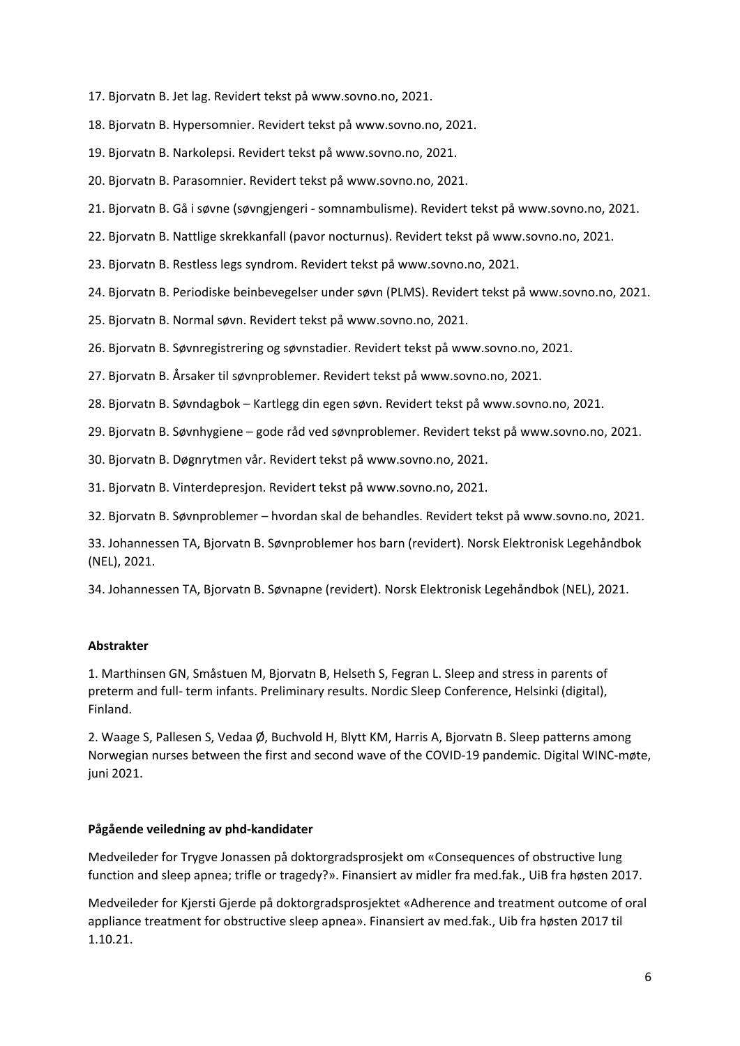17. Bjorvatn B. Jet lag. Revidert tekst på www.sovno.no, 2021.

18. Bjorvatn B. Hypersomnier. Revidert tekst på www.sovno.no, 2021.

19. Bjorvatn B. Narkolepsi. Revidert tekst på www.sovno.no, 2021.

20. Bjorvatn B. Parasomnier. Revidert tekst på www.sovno.no, 2021.

21. Bjorvatn B. Gå i søvne (søvngjengeri - somnambulisme). Revidert tekst på www.sovno.no, 2021.

22. Bjorvatn B. Nattlige skrekkanfall (pavor nocturnus). Revidert tekst på www.sovno.no, 2021.

23. Bjorvatn B. Restless legs syndrom. Revidert tekst på www.sovno.no, 2021.

24. Bjorvatn B. Periodiske beinbevegelser under søvn (PLMS). Revidert tekst på www.sovno.no, 2021.

25. Bjorvatn B. Normal søvn. Revidert tekst på www.sovno.no, 2021.

26. Bjorvatn B. Søvnregistrering og søvnstadier. Revidert tekst på www.sovno.no, 2021.

27. Bjorvatn B. Årsaker til søvnproblemer. Revidert tekst på www.sovno.no, 2021.

28. Bjorvatn B. Søvndagbok – Kartlegg din egen søvn. Revidert tekst på www.sovno.no, 2021.

29. Bjorvatn B. Søvnhygiene – gode råd ved søvnproblemer. Revidert tekst på www.sovno.no, 2021.

30. Bjorvatn B. Døgnrytmen vår. Revidert tekst på www.sovno.no, 2021.

31. Bjorvatn B. Vinterdepresjon. Revidert tekst på www.sovno.no, 2021.

32. Bjorvatn B. Søvnproblemer – hvordan skal de behandles. Revidert tekst på www.sovno.no, 2021.

33. Johannessen TA, Bjorvatn B. Søvnproblemer hos barn (revidert). Norsk Elektronisk Legehåndbok (NEL), 2021.

34. Johannessen TA, Bjorvatn B. Søvnapne (revidert). Norsk Elektronisk Legehåndbok (NEL), 2021.

**Abstrakter**

1. Marthinsen GN, Småstuen M, Bjorvatn B, Helseth S, Fegran L. Sleep and stress in parents of preterm and full- term infants. Preliminary results. Nordic Sleep Conference, Helsinki (digital), Finland.

2. Waage S, Pallesen S, Vedaa Ø, Buchvold H, Blytt KM, Harris A, Bjorvatn B. Sleep patterns among Norwegian nurses between the first and second wave of the COVID-19 pandemic. Digital WINC-møte, juni 2021.

**Pågående veiledning av phd-kandidater**

Medveileder for Trygve Jonassen på doktorgradsprosjekt om «Consequences of obstructive lung function and sleep apnea; trifle or tragedy?». Finansiert av midler fra med.fak., UiB fra høsten 2017.

Medveileder for Kjersti Gjerde på doktorgradsprosjektet «Adherence and treatment outcome of oral appliance treatment for obstructive sleep apnea». Finansiert av med.fak., Uib fra høsten 2017 til 1.10.21.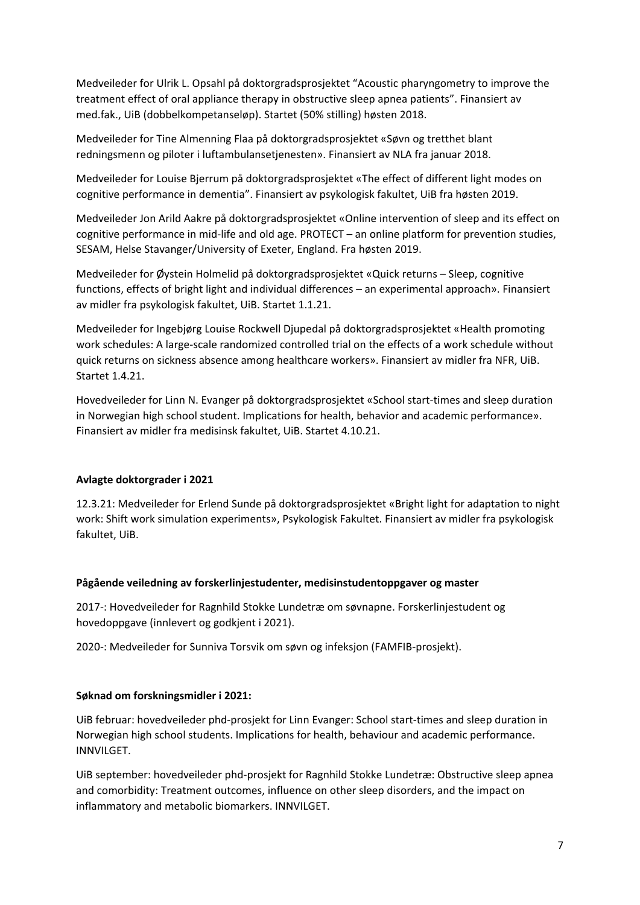Medveileder for Ulrik L. Opsahl på doktorgradsprosjektet "Acoustic pharyngometry to improve the treatment effect of oral appliance therapy in obstructive sleep apnea patients". Finansiert av med.fak., UiB (dobbelkompetanseløp). Startet (50% stilling) høsten 2018.

Medveileder for Tine Almenning Flaa på doktorgradsprosjektet «Søvn og tretthet blant redningsmenn og piloter i luftambulansetjenesten». Finansiert av NLA fra januar 2018.

Medveileder for Louise Bjerrum på doktorgradsprosjektet «The effect of different light modes on cognitive performance in dementia". Finansiert av psykologisk fakultet, UiB fra høsten 2019.

Medveileder Jon Arild Aakre på doktorgradsprosjektet «Online intervention of sleep and its effect on cognitive performance in mid-life and old age. PROTECT – an online platform for prevention studies, SESAM, Helse Stavanger/University of Exeter, England. Fra høsten 2019.

Medveileder for Øystein Holmelid på doktorgradsprosjektet «Quick returns – Sleep, cognitive functions, effects of bright light and individual differences – an experimental approach». Finansiert av midler fra psykologisk fakultet, UiB. Startet 1.1.21.

Medveileder for Ingebjørg Louise Rockwell Djupedal på doktorgradsprosjektet «Health promoting work schedules: A large-scale randomized controlled trial on the effects of a work schedule without quick returns on sickness absence among healthcare workers». Finansiert av midler fra NFR, UiB. Startet 1.4.21.

Hovedveileder for Linn N. Evanger på doktorgradsprosjektet «School start-times and sleep duration in Norwegian high school student. Implications for health, behavior and academic performance». Finansiert av midler fra medisinsk fakultet, UiB. Startet 4.10.21.

**Avlagte doktorgrader i 2021**

12.3.21: Medveileder for Erlend Sunde på doktorgradsprosjektet «Bright light for adaptation to night work: Shift work simulation experiments», Psykologisk Fakultet. Finansiert av midler fra psykologisk fakultet, UiB.

**Pågående veiledning av forskerlinjestudenter, medisinstudentoppgaver og master**

2017-: Hovedveileder for Ragnhild Stokke Lundetræ om søvnapne. Forskerlinjestudent og hovedoppgave (innlevert og godkjent i 2021).

2020-: Medveileder for Sunniva Torsvik om søvn og infeksjon (FAMFIB-prosjekt).

**Søknad om forskningsmidler i 2021:**

UiB februar: hovedveileder phd-prosjekt for Linn Evanger: School start-times and sleep duration in Norwegian high school students. Implications for health, behaviour and academic performance. INNVILGET.

UiB september: hovedveileder phd-prosjekt for Ragnhild Stokke Lundetræ: Obstructive sleep apnea and comorbidity: Treatment outcomes, influence on other sleep disorders, and the impact on inflammatory and metabolic biomarkers. INNVILGET.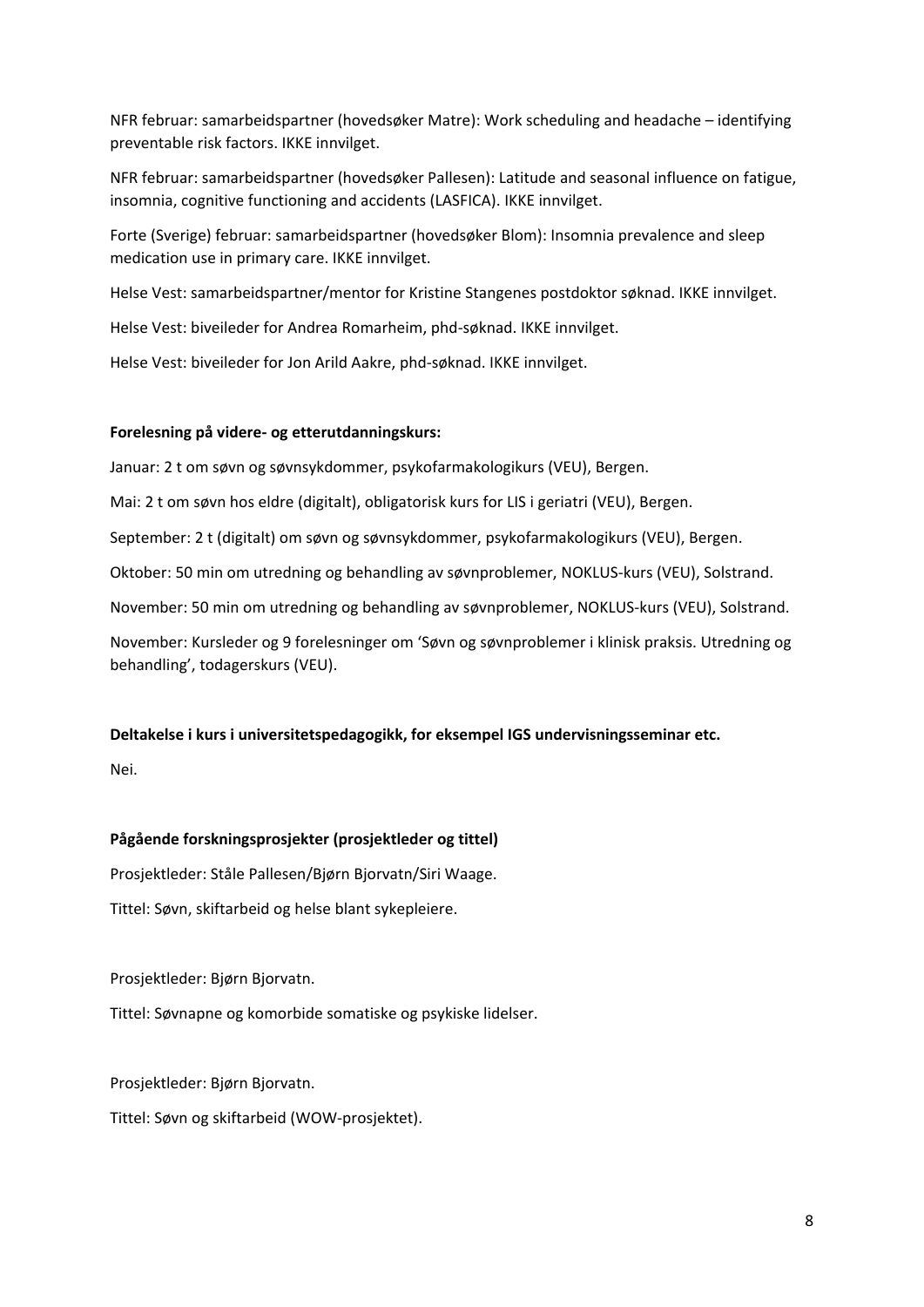NFR februar: samarbeidspartner (hovedsøker Matre): Work scheduling and headache – identifying preventable risk factors. IKKE innvilget.

NFR februar: samarbeidspartner (hovedsøker Pallesen): Latitude and seasonal influence on fatigue, insomnia, cognitive functioning and accidents (LASFICA). IKKE innvilget.

Forte (Sverige) februar: samarbeidspartner (hovedsøker Blom): Insomnia prevalence and sleep medication use in primary care. IKKE innvilget.

Helse Vest: samarbeidspartner/mentor for Kristine Stangenes postdoktor søknad. IKKE innvilget.

Helse Vest: biveileder for Andrea Romarheim, phd-søknad. IKKE innvilget.

Helse Vest: biveileder for Jon Arild Aakre, phd-søknad. IKKE innvilget.

**Forelesning på videre- og etterutdanningskurs:**

Januar: 2 t om søvn og søvnsykdommer, psykofarmakologikurs (VEU), Bergen.

Mai: 2 t om søvn hos eldre (digitalt), obligatorisk kurs for LIS i geriatri (VEU), Bergen.

September: 2 t (digitalt) om søvn og søvnsykdommer, psykofarmakologikurs (VEU), Bergen.

Oktober: 50 min om utredning og behandling av søvnproblemer, NOKLUS-kurs (VEU), Solstrand.

November: 50 min om utredning og behandling av søvnproblemer, NOKLUS-kurs (VEU), Solstrand.

November: Kursleder og 9 forelesninger om 'Søvn og søvnproblemer i klinisk praksis. Utredning og behandling', todagerskurs (VEU).

**Deltakelse i kurs i universitetspedagogikk, for eksempel IGS undervisningsseminar etc.**

Nei.

**Pågående forskningsprosjekter (prosjektleder og tittel)**

Prosjektleder: Ståle Pallesen/Bjørn Bjorvatn/Siri Waage.

Tittel: Søvn, skiftarbeid og helse blant sykepleiere.

Prosjektleder: Bjørn Bjorvatn.

Tittel: Søvnapne og komorbide somatiske og psykiske lidelser.

Prosjektleder: Bjørn Bjorvatn.

Tittel: Søvn og skiftarbeid (WOW-prosjektet).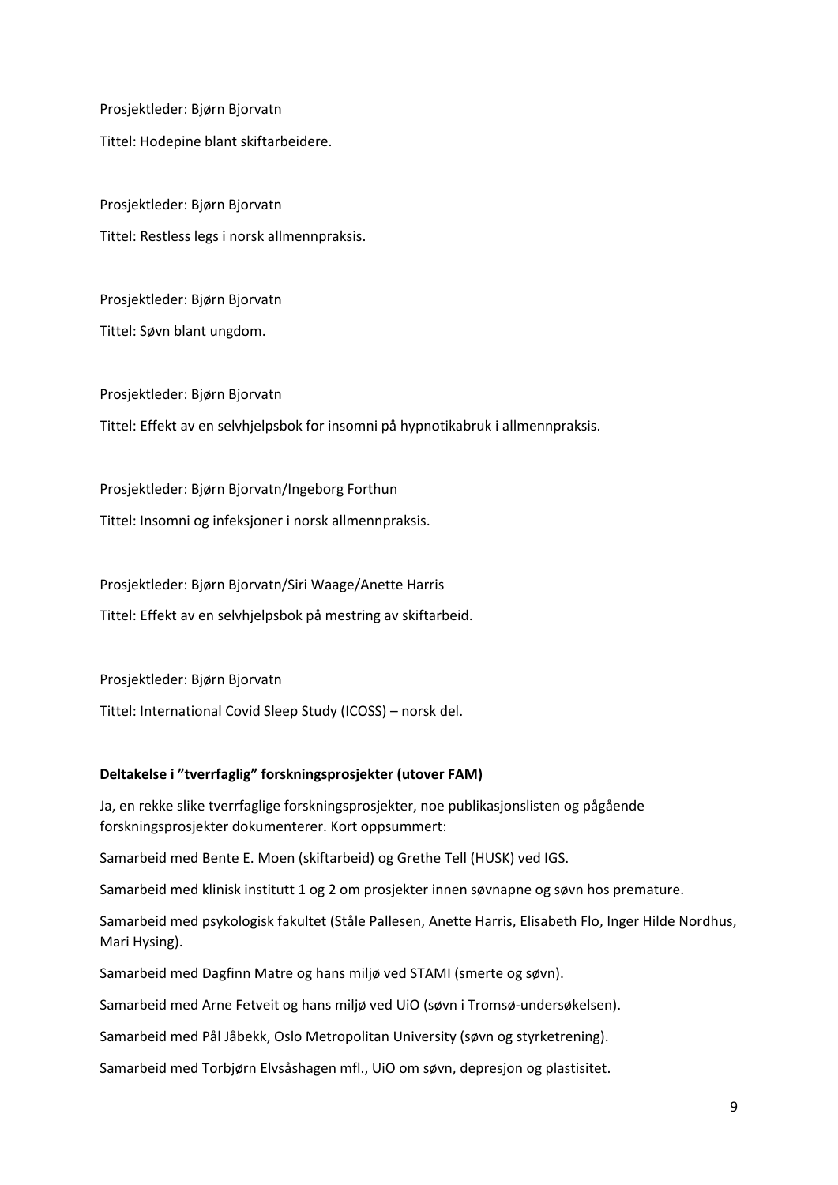Prosjektleder: Bjørn Bjorvatn

Tittel: Hodepine blant skiftarbeidere.

Prosjektleder: Bjørn Bjorvatn

Tittel: Restless legs i norsk allmennpraksis.

Prosjektleder: Bjørn Bjorvatn

Tittel: Søvn blant ungdom.

Prosjektleder: Bjørn Bjorvatn

Tittel: Effekt av en selvhjelpsbok for insomni på hypnotikabruk i allmennpraksis.

Prosjektleder: Bjørn Bjorvatn/Ingeborg Forthun

Tittel: Insomni og infeksjoner i norsk allmennpraksis.

Prosjektleder: Bjørn Bjorvatn/Siri Waage/Anette Harris

Tittel: Effekt av en selvhjelpsbok på mestring av skiftarbeid.

Prosjektleder: Bjørn Bjorvatn

Tittel: International Covid Sleep Study (ICOSS) – norsk del.

**Deltakelse i "tverrfaglig" forskningsprosjekter (utover FAM)**

Ja, en rekke slike tverrfaglige forskningsprosjekter, noe publikasjonslisten og pågående forskningsprosjekter dokumenterer. Kort oppsummert:

Samarbeid med Bente E. Moen (skiftarbeid) og Grethe Tell (HUSK) ved IGS.

Samarbeid med klinisk institutt 1 og 2 om prosjekter innen søvnapne og søvn hos premature.

Samarbeid med psykologisk fakultet (Ståle Pallesen, Anette Harris, Elisabeth Flo, Inger Hilde Nordhus, Mari Hysing).

Samarbeid med Dagfinn Matre og hans miljø ved STAMI (smerte og søvn).

Samarbeid med Arne Fetveit og hans miljø ved UiO (søvn i Tromsø-undersøkelsen).

Samarbeid med Pål Jåbekk, Oslo Metropolitan University (søvn og styrketrening).

Samarbeid med Torbjørn Elvsåshagen mfl., UiO om søvn, depresjon og plastisitet.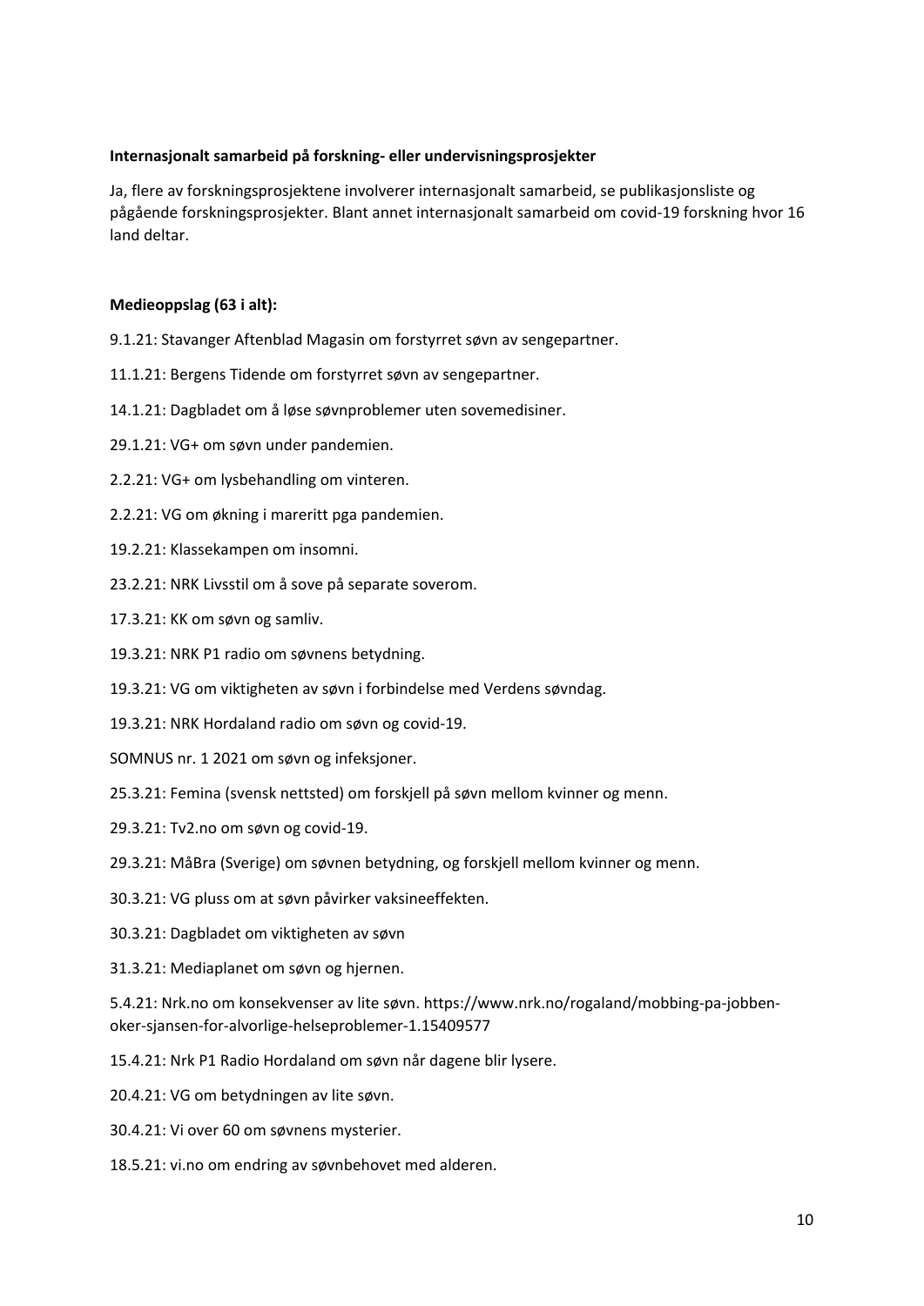**Internasjonalt samarbeid på forskning- eller undervisningsprosjekter**

Ja, flere av forskningsprosjektene involverer internasjonalt samarbeid, se publikasjonsliste og pågående forskningsprosjekter. Blant annet internasjonalt samarbeid om covid-19 forskning hvor 16 land deltar.

**Medieoppslag (63 i alt):**

9.1.21: Stavanger Aftenblad Magasin om forstyrret søvn av sengepartner.

11.1.21: Bergens Tidende om forstyrret søvn av sengepartner.

14.1.21: Dagbladet om å løse søvnproblemer uten sovemedisiner.

29.1.21: VG+ om søvn under pandemien.

2.2.21: VG+ om lysbehandling om vinteren.

2.2.21: VG om økning i mareritt pga pandemien.

19.2.21: Klassekampen om insomni.

23.2.21: NRK Livsstil om å sove på separate soverom.

17.3.21: KK om søvn og samliv.

19.3.21: NRK P1 radio om søvnens betydning.

19.3.21: VG om viktigheten av søvn i forbindelse med Verdens søvndag.

19.3.21: NRK Hordaland radio om søvn og covid-19.

SOMNUS nr. 1 2021 om søvn og infeksjoner.

25.3.21: Femina (svensk nettsted) om forskjell på søvn mellom kvinner og menn.

29.3.21: Tv2.no om søvn og covid-19.

29.3.21: MåBra (Sverige) om søvnen betydning, og forskjell mellom kvinner og menn.

30.3.21: VG pluss om at søvn påvirker vaksineeffekten.

30.3.21: Dagbladet om viktigheten av søvn

31.3.21: Mediaplanet om søvn og hjernen.

5.4.21: Nrk.no om konsekvenser av lite søvn. https://www.nrk.no/rogaland/mobbing-pa-jobben-oker-sjansen-for-alvorlige-helseproblemer-1.15409577

15.4.21: Nrk P1 Radio Hordaland om søvn når dagene blir lysere.

20.4.21: VG om betydningen av lite søvn.

30.4.21: Vi over 60 om søvnens mysterier.

18.5.21: vi.no om endring av søvnbehovet med alderen.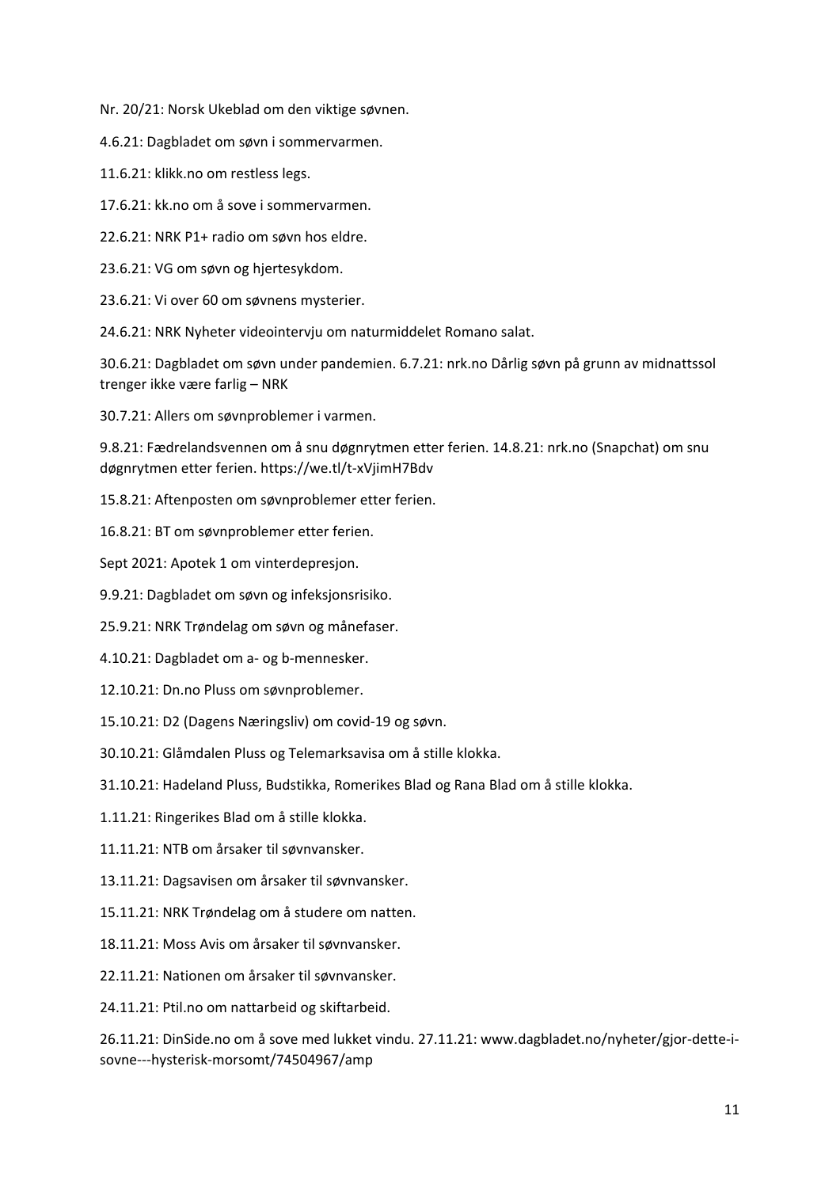Nr. 20/21: Norsk Ukeblad om den viktige søvnen.

4.6.21: Dagbladet om søvn i sommervarmen.

11.6.21: klikk.no om restless legs.

17.6.21: kk.no om å sove i sommervarmen.

22.6.21: NRK P1+ radio om søvn hos eldre.

23.6.21: VG om søvn og hjertesykdom.

23.6.21: Vi over 60 om søvnens mysterier.

24.6.21: NRK Nyheter videointervju om naturmiddelet Romano salat.

30.6.21: Dagbladet om søvn under pandemien. 6.7.21: nrk.no Dårlig søvn på grunn av midnattssol trenger ikke være farlig – NRK

30.7.21: Allers om søvnproblemer i varmen.

9.8.21: Fædrelandsvennen om å snu døgnrytmen etter ferien. 14.8.21: nrk.no (Snapchat) om snu døgnrytmen etter ferien. https://we.tl/t-xVjimH7Bdv

15.8.21: Aftenposten om søvnproblemer etter ferien.

16.8.21: BT om søvnproblemer etter ferien.

Sept 2021: Apotek 1 om vinterdepresjon.

9.9.21: Dagbladet om søvn og infeksjonsrisiko.

25.9.21: NRK Trøndelag om søvn og månefaser.

4.10.21: Dagbladet om a- og b-mennesker.

12.10.21: Dn.no Pluss om søvnproblemer.

15.10.21: D2 (Dagens Næringsliv) om covid-19 og søvn.

30.10.21: Glåmdalen Pluss og Telemarksavisa om å stille klokka.

31.10.21: Hadeland Pluss, Budstikka, Romerikes Blad og Rana Blad om å stille klokka.

1.11.21: Ringerikes Blad om å stille klokka.

11.11.21: NTB om årsaker til søvnvansker.

13.11.21: Dagsavisen om årsaker til søvnvansker.

15.11.21: NRK Trøndelag om å studere om natten.

18.11.21: Moss Avis om årsaker til søvnvansker.

22.11.21: Nationen om årsaker til søvnvansker.

24.11.21: Ptil.no om nattarbeid og skiftarbeid.

26.11.21: DinSide.no om å sove med lukket vindu. 27.11.21: www.dagbladet.no/nyheter/gjor-dette-i-sovne---hysterisk-morsomt/74504967/amp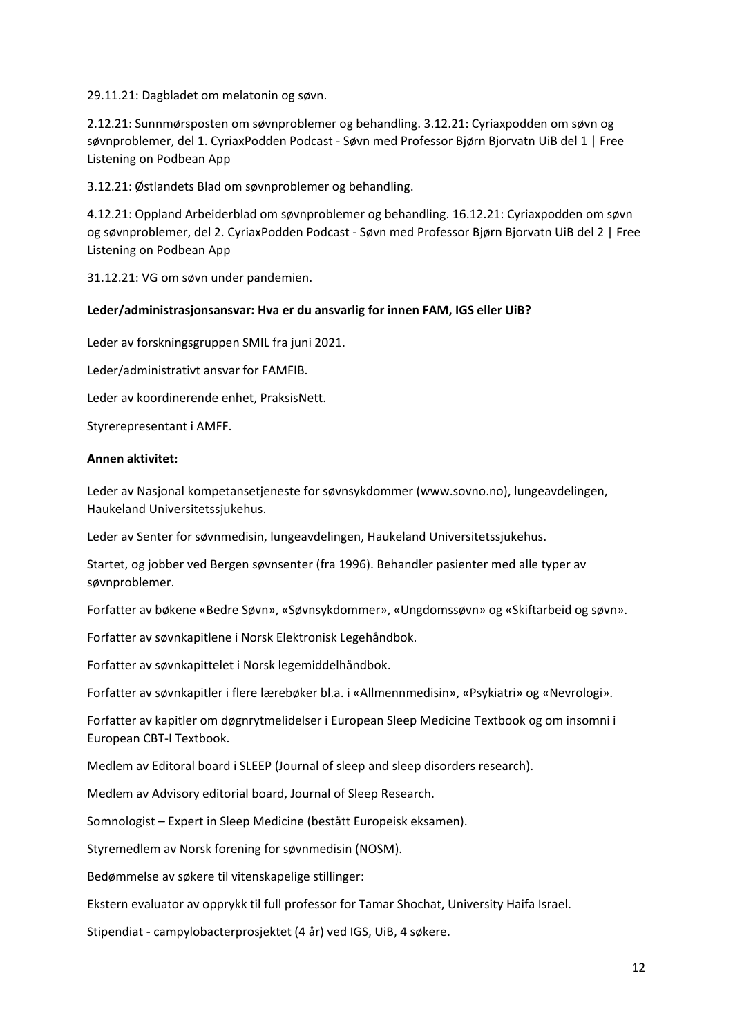29.11.21: Dagbladet om melatonin og søvn.

2.12.21: Sunnmørsposten om søvnproblemer og behandling. 3.12.21: Cyriaxpodden om søvn og søvnproblemer, del 1. CyriaxPodden Podcast - Søvn med Professor Bjørn Bjorvatn UiB del 1 | Free Listening on Podbean App

3.12.21: Østlandets Blad om søvnproblemer og behandling.

4.12.21: Oppland Arbeiderblad om søvnproblemer og behandling. 16.12.21: Cyriaxpodden om søvn og søvnproblemer, del 2. CyriaxPodden Podcast - Søvn med Professor Bjørn Bjorvatn UiB del 2 | Free Listening on Podbean App

31.12.21: VG om søvn under pandemien.

**Leder/administrasjonsansvar: Hva er du ansvarlig for innen FAM, IGS eller UiB?**

Leder av forskningsgruppen SMIL fra juni 2021.

Leder/administrativt ansvar for FAMFIB.

Leder av koordinerende enhet, PraksisNett.

Styrerepresentant i AMFF.

**Annen aktivitet:**

Leder av Nasjonal kompetansetjeneste for søvnsykdommer (www.sovno.no), lungeavdelingen, Haukeland Universitetssjukehus.

Leder av Senter for søvnmedisin, lungeavdelingen, Haukeland Universitetssjukehus.

Startet, og jobber ved Bergen søvnsenter (fra 1996). Behandler pasienter med alle typer av søvnproblemer.

Forfatter av bøkene «Bedre Søvn», «Søvnsykdommer», «Ungdomssøvn» og «Skiftarbeid og søvn».

Forfatter av søvnkapitlene i Norsk Elektronisk Legehåndbok.

Forfatter av søvnkapittelet i Norsk legemiddelhåndbok.

Forfatter av søvnkapitler i flere lærebøker bl.a. i «Allmennmedisin», «Psykiatri» og «Nevrologi».

Forfatter av kapitler om døgnrytmelidelser i European Sleep Medicine Textbook og om insomni i European CBT-I Textbook.

Medlem av Editoral board i SLEEP (Journal of sleep and sleep disorders research).

Medlem av Advisory editorial board, Journal of Sleep Research.

Somnologist – Expert in Sleep Medicine (bestått Europeisk eksamen).

Styremedlem av Norsk forening for søvnmedisin (NOSM).

Bedømmelse av søkere til vitenskapelige stillinger:

Ekstern evaluator av opprykk til full professor for Tamar Shochat, University Haifa Israel.

Stipendiat - campylobacterprosjektet (4 år) ved IGS, UiB, 4 søkere.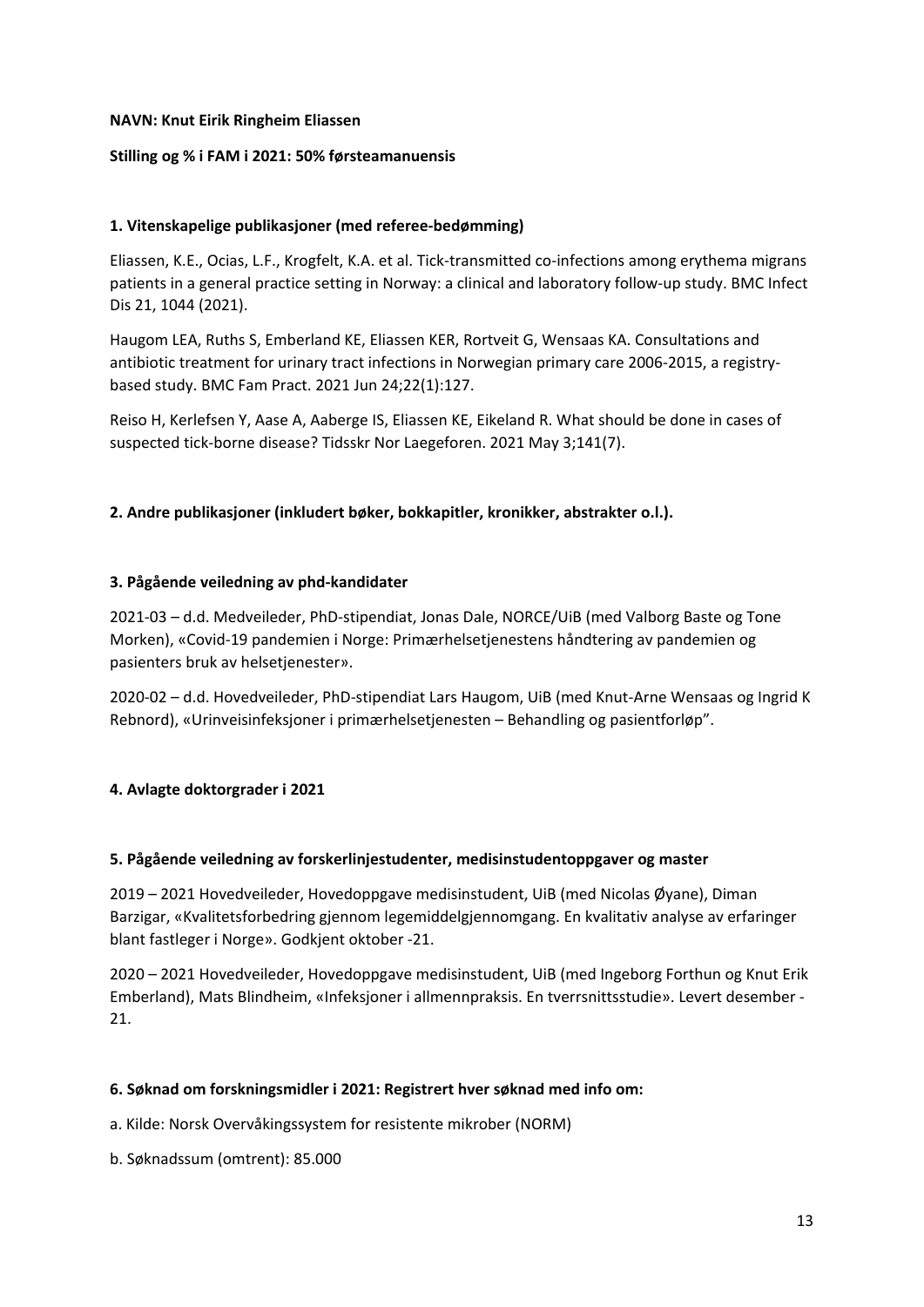**NAVN: Knut Eirik Ringheim Eliassen**

**Stilling og % i FAM i 2021: 50% førsteamanuensis**

**1. Vitenskapelige publikasjoner (med referee-bedømming)**

Eliassen, K.E., Ocias, L.F., Krogfelt, K.A. et al. Tick-transmitted co-infections among erythema migrans patients in a general practice setting in Norway: a clinical and laboratory follow-up study. BMC Infect Dis 21, 1044 (2021).

Haugom LEA, Ruths S, Emberland KE, Eliassen KER, Rortveit G, Wensaas KA. Consultations and antibiotic treatment for urinary tract infections in Norwegian primary care 2006-2015, a registry-based study. BMC Fam Pract. 2021 Jun 24;22(1):127.

Reiso H, Kerlefsen Y, Aase A, Aaberge IS, Eliassen KE, Eikeland R. What should be done in cases of suspected tick-borne disease? Tidsskr Nor Laegeforen. 2021 May 3;141(7).

**2. Andre publikasjoner (inkludert bøker, bokkapitler, kronikker, abstrakter o.l.).**

**3. Pågående veiledning av phd-kandidater**

2021-03 – d.d. Medveileder, PhD-stipendiat, Jonas Dale, NORCE/UiB (med Valborg Baste og Tone Morken), «Covid-19 pandemien i Norge: Primærhelsetjenestens håndtering av pandemien og pasienters bruk av helsetjenester».

2020-02 – d.d. Hovedveileder, PhD-stipendiat Lars Haugom, UiB (med Knut-Arne Wensaas og Ingrid K Rebnord), «Urinveisinfeksjoner i primærhelsetjenesten – Behandling og pasientforløp".

**4. Avlagte doktorgrader i 2021**

**5. Pågående veiledning av forskerlinjestudenter, medisinstudentoppgaver og master**

2019 – 2021 Hovedveileder, Hovedoppgave medisinstudent, UiB (med Nicolas Øyane), Diman Barzigar, «Kvalitetsforbedring gjennom legemiddelgjennomgang. En kvalitativ analyse av erfaringer blant fastleger i Norge». Godkjent oktober -21.

2020 – 2021 Hovedveileder, Hovedoppgave medisinstudent, UiB (med Ingeborg Forthun og Knut Erik Emberland), Mats Blindheim, «Infeksjoner i allmennpraksis. En tverrsnittsstudie». Levert desember -21.

**6. Søknad om forskningsmidler i 2021: Registrert hver søknad med info om:**

a. Kilde: Norsk Overvåkingssystem for resistente mikrober (NORM)

b. Søknadssum (omtrent): 85.000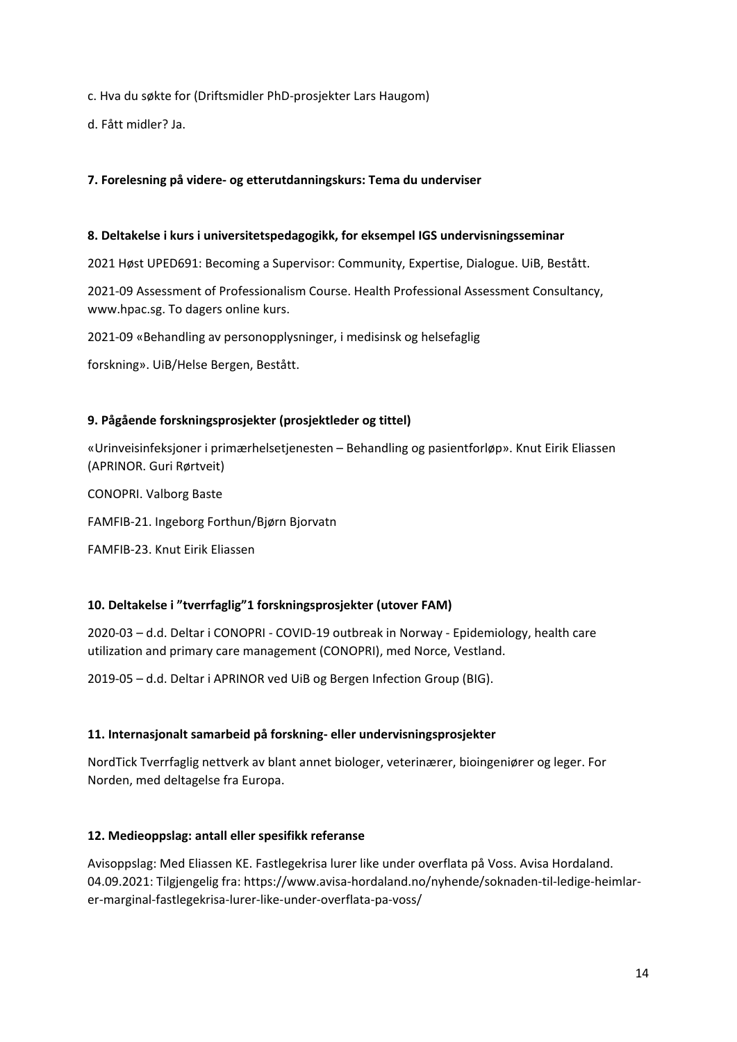c. Hva du søkte for (Driftsmidler PhD-prosjekter Lars Haugom)

d. Fått midler? Ja.

**7. Forelesning på videre- og etterutdanningskurs: Tema du underviser**

**8. Deltakelse i kurs i universitetspedagogikk, for eksempel IGS undervisningsseminar**

2021 Høst UPED691: Becoming a Supervisor: Community, Expertise, Dialogue. UiB, Bestått.

2021-09 Assessment of Professionalism Course. Health Professional Assessment Consultancy, www.hpac.sg. To dagers online kurs.

2021-09 «Behandling av personopplysninger, i medisinsk og helsefaglig

forskning». UiB/Helse Bergen, Bestått.

**9. Pågående forskningsprosjekter (prosjektleder og tittel)**

«Urinveisinfeksjoner i primærhelsetjenesten – Behandling og pasientforløp». Knut Eirik Eliassen (APRINOR. Guri Rørtveit)

CONOPRI. Valborg Baste

FAMFIB-21. Ingeborg Forthun/Bjørn Bjorvatn

FAMFIB-23. Knut Eirik Eliassen

**10. Deltakelse i "tverrfaglig"[1] forskningsprosjekter (utover FAM)**

2020-03 – d.d. Deltar i CONOPRI - COVID-19 outbreak in Norway - Epidemiology, health care utilization and primary care management (CONOPRI), med Norce, Vestland.

2019-05 – d.d. Deltar i APRINOR ved UiB og Bergen Infection Group (BIG).

**11. Internasjonalt samarbeid på forskning- eller undervisningsprosjekter**

NordTick Tverrfaglig nettverk av blant annet biologer, veterinærer, bioingeniører og leger. For Norden, med deltagelse fra Europa.

**12. Medieoppslag: antall eller spesifikk referanse**

Avisoppslag: Med Eliassen KE. Fastlegekrisa lurer like under overflata på Voss. Avisa Hordaland. 04.09.2021: Tilgjengelig fra: https://www.avisa-hordaland.no/nyhende/soknaden-til-ledige-heimlar-er-marginal-fastlegekrisa-lurer-like-under-overflata-pa-voss/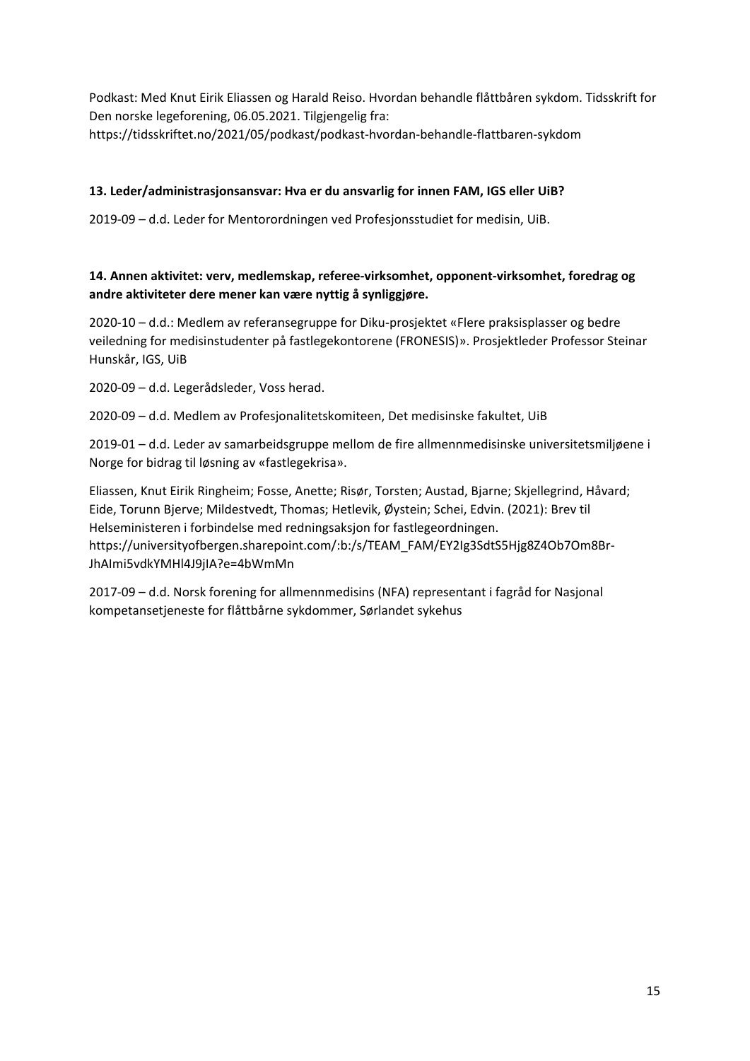Podkast: Med Knut Eirik Eliassen og Harald Reiso. Hvordan behandle flåttbåren sykdom. Tidsskrift for Den norske legeforening, 06.05.2021. Tilgjengelig fra: https://tidsskriftet.no/2021/05/podkast/podkast-hvordan-behandle-flattbaren-sykdom

**13. Leder/administrasjonsansvar: Hva er du ansvarlig for innen FAM, IGS eller UiB?**

2019-09 – d.d. Leder for Mentorordningen ved Profesjonsstudiet for medisin, UiB.

**14. Annen aktivitet: verv, medlemskap, referee-virksomhet, opponent-virksomhet, foredrag og andre aktiviteter dere mener kan være nyttig å synliggjøre.**

2020-10 – d.d.: Medlem av referansegruppe for Diku-prosjektet «Flere praksisplasser og bedre veiledning for medisinstudenter på fastlegekontorene (FRONESIS)». Prosjektleder Professor Steinar Hunskår, IGS, UiB

2020-09 – d.d. Legerådsleder, Voss herad.

2020-09 – d.d. Medlem av Profesjonalitetskomiteen, Det medisinske fakultet, UiB

2019-01 – d.d. Leder av samarbeidsgruppe mellom de fire allmennmedisinske universitetsmiljøene i Norge for bidrag til løsning av «fastlegekrisa».

Eliassen, Knut Eirik Ringheim; Fosse, Anette; Risør, Torsten; Austad, Bjarne; Skjellegrind, Håvard; Eide, Torunn Bjerve; Mildestvedt, Thomas; Hetlevik, Øystein; Schei, Edvin. (2021): Brev til Helseministeren i forbindelse med redningsaksjon for fastlegeordningen. https://universityofbergen.sharepoint.com/:b:/s/TEAM_FAM/EY2Ig3SdtS5Hjg8Z4Ob7Om8Br-JhAImi5vdkYMHl4J9jIA?e=4bWmMn

2017-09 – d.d. Norsk forening for allmennmedisins (NFA) representant i fagråd for Nasjonal kompetansetjeneste for flåttbårne sykdommer, Sørlandet sykehus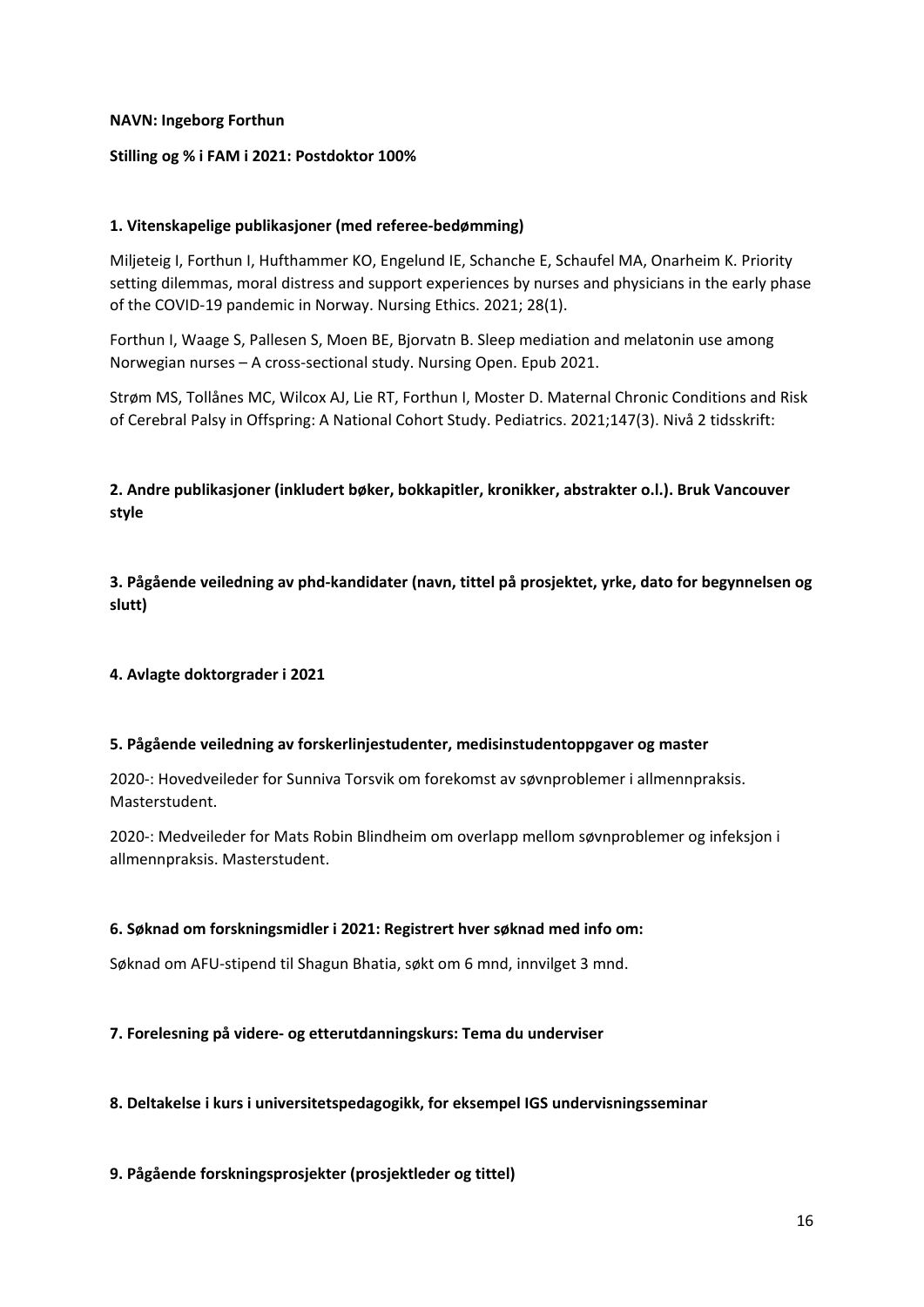**NAVN: Ingeborg Forthun**

**Stilling og % i FAM i 2021: Postdoktor 100%**

**1. Vitenskapelige publikasjoner (med referee-bedømming)**

Miljeteig I, Forthun I, Hufthammer KO, Engelund IE, Schanche E, Schaufel MA, Onarheim K. Priority setting dilemmas, moral distress and support experiences by nurses and physicians in the early phase of the COVID-19 pandemic in Norway. Nursing Ethics. 2021; 28(1).

Forthun I, Waage S, Pallesen S, Moen BE, Bjorvatn B. Sleep mediation and melatonin use among Norwegian nurses – A cross-sectional study. Nursing Open. Epub 2021.

Strøm MS, Tollånes MC, Wilcox AJ, Lie RT, Forthun I, Moster D. Maternal Chronic Conditions and Risk of Cerebral Palsy in Offspring: A National Cohort Study. Pediatrics. 2021;147(3). Nivå 2 tidsskrift:

**2. Andre publikasjoner (inkludert bøker, bokkapitler, kronikker, abstrakter o.l.). Bruk Vancouver style**

**3. Pågående veiledning av phd-kandidater (navn, tittel på prosjektet, yrke, dato for begynnelsen og slutt)**

**4. Avlagte doktorgrader i 2021**

**5. Pågående veiledning av forskerlinjestudenter, medisinstudentoppgaver og master**

2020-: Hovedveileder for Sunniva Torsvik om forekomst av søvnproblemer i allmennpraksis. Masterstudent.

2020-: Medveileder for Mats Robin Blindheim om overlapp mellom søvnproblemer og infeksjon i allmennpraksis. Masterstudent.

**6. Søknad om forskningsmidler i 2021: Registrert hver søknad med info om:**

Søknad om AFU-stipend til Shagun Bhatia, søkt om 6 mnd, innvilget 3 mnd.

**7. Forelesning på videre- og etterutdanningskurs: Tema du underviser**

**8. Deltakelse i kurs i universitetspedagogikk, for eksempel IGS undervisningsseminar**

**9. Pågående forskningsprosjekter (prosjektleder og tittel)**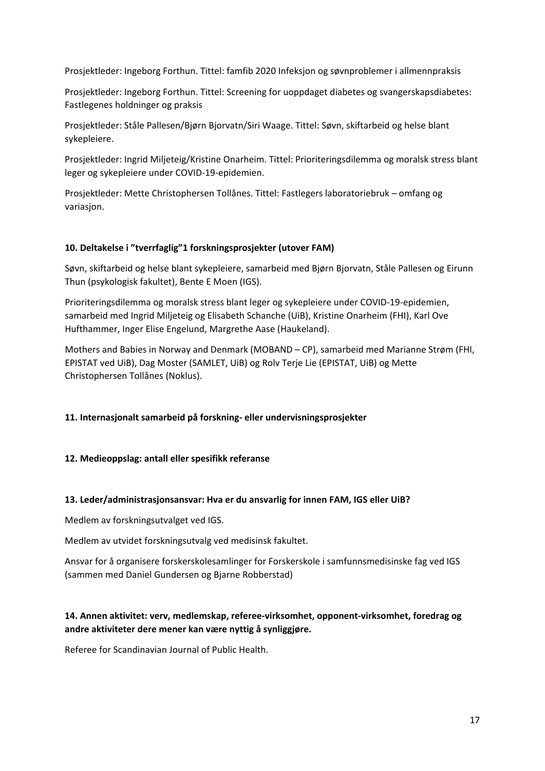Prosjektleder: Ingeborg Forthun. Tittel: famfib 2020 Infeksjon og søvnproblemer i allmennpraksis

Prosjektleder: Ingeborg Forthun. Tittel: Screening for uoppdaget diabetes og svangerskapsdiabetes: Fastlegenes holdninger og praksis

Prosjektleder: Ståle Pallesen/Bjørn Bjorvatn/Siri Waage. Tittel: Søvn, skiftarbeid og helse blant sykepleiere.

Prosjektleder: Ingrid Miljeteig/Kristine Onarheim. Tittel: Prioriteringsdilemma og moralsk stress blant leger og sykepleiere under COVID-19-epidemien.

Prosjektleder: Mette Christophersen Tollånes. Tittel: Fastlegers laboratoriebruk – omfang og variasjon.

**10. Deltakelse i "tverrfaglig"1 forskningsprosjekter (utover FAM)**

Søvn, skiftarbeid og helse blant sykepleiere, samarbeid med Bjørn Bjorvatn, Ståle Pallesen og Eirunn Thun (psykologisk fakultet), Bente E Moen (IGS).

Prioriteringsdilemma og moralsk stress blant leger og sykepleiere under COVID-19-epidemien, samarbeid med Ingrid Miljeteig og Elisabeth Schanche (UiB), Kristine Onarheim (FHI), Karl Ove Hufthammer, Inger Elise Engelund, Margrethe Aase (Haukeland).

Mothers and Babies in Norway and Denmark (MOBAND – CP), samarbeid med Marianne Strøm (FHI, EPISTAT ved UiB), Dag Moster (SAMLET, UiB) og Rolv Terje Lie (EPISTAT, UiB) og Mette Christophersen Tollånes (Noklus).

**11. Internasjonalt samarbeid på forskning- eller undervisningsprosjekter**

**12. Medieoppslag: antall eller spesifikk referanse**

**13. Leder/administrasjonsansvar: Hva er du ansvarlig for innen FAM, IGS eller UiB?**

Medlem av forskningsutvalget ved IGS.

Medlem av utvidet forskningsutvalg ved medisinsk fakultet.

Ansvar for å organisere forskerskolesamlinger for Forskerskole i samfunnsmedisinske fag ved IGS (sammen med Daniel Gundersen og Bjarne Robberstad)

**14. Annen aktivitet: verv, medlemskap, referee-virksomhet, opponent-virksomhet, foredrag og andre aktiviteter dere mener kan være nyttig å synliggjøre.**

Referee for Scandinavian Journal of Public Health.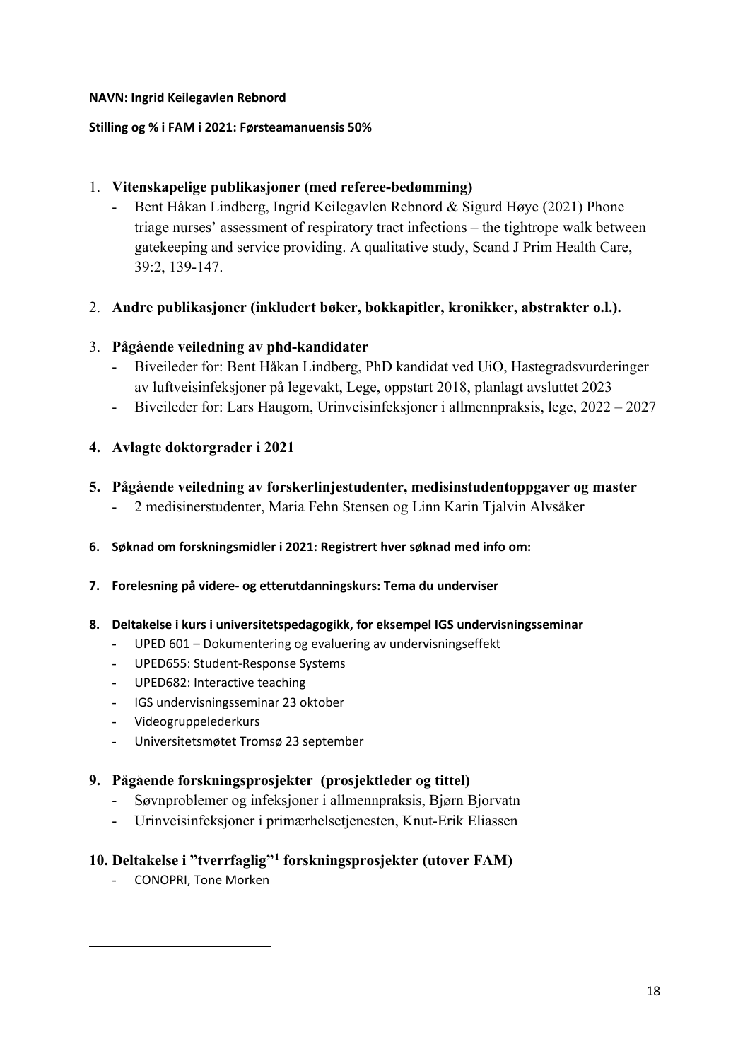**NAVN: Ingrid Keilegavlen Rebnord**

**Stilling og % i FAM i 2021: Førsteamanuensis 50%**

1. **Vitenskapelige publikasjoner (med referee-bedømming)**
   - Bent Håkan Lindberg, Ingrid Keilegavlen Rebnord & Sigurd Høye (2021) Phone triage nurses' assessment of respiratory tract infections – the tightrope walk between gatekeeping and service providing. A qualitative study, Scand J Prim Health Care, 39:2, 139-147.

2. **Andre publikasjoner (inkludert bøker, bokkapitler, kronikker, abstrakter o.l.).**

3. **Pågående veiledning av phd-kandidater**
   - Biveileder for: Bent Håkan Lindberg, PhD kandidat ved UiO, Hastegradsvurderinger av luftveisinfeksjoner på legevakt, Lege, oppstart 2018, planlagt avsluttet 2023
   - Biveileder for: Lars Haugom, Urinveisinfeksjoner i allmennpraksis, lege, 2022 – 2027

4. **Avlagte doktorgrader i 2021**

5. **Pågående veiledning av forskerlinjestudenter, medisinstudentoppgaver og master**
   - 2 medisinerstudenter, Maria Fehn Stensen og Linn Karin Tjalvin Alvsåker

6. **Søknad om forskningsmidler i 2021: Registrert hver søknad med info om:**

7. **Forelesning på videre- og etterutdanningskurs: Tema du underviser**

8. **Deltakelse i kurs i universitetspedagogikk, for eksempel IGS undervisningsseminar**
   - UPED 601 – Dokumentering og evaluering av undervisningseffekt
   - UPED655: Student-Response Systems
   - UPED682: Interactive teaching
   - IGS undervisningsseminar 23 oktober
   - Videogruppelederkurs
   - Universitetsmøtet Tromsø 23 september

9. **Pågående forskningsprosjekter (prosjektleder og tittel)**
   - Søvnproblemer og infeksjoner i allmennpraksis, Bjørn Bjorvatn
   - Urinveisinfeksjoner i primærhelsetjenesten, Knut-Erik Eliassen

10. **Deltakelse i "tverrfaglig"[1] forskningsprosjekter (utover FAM)**
    - CONOPRI, Tone Morken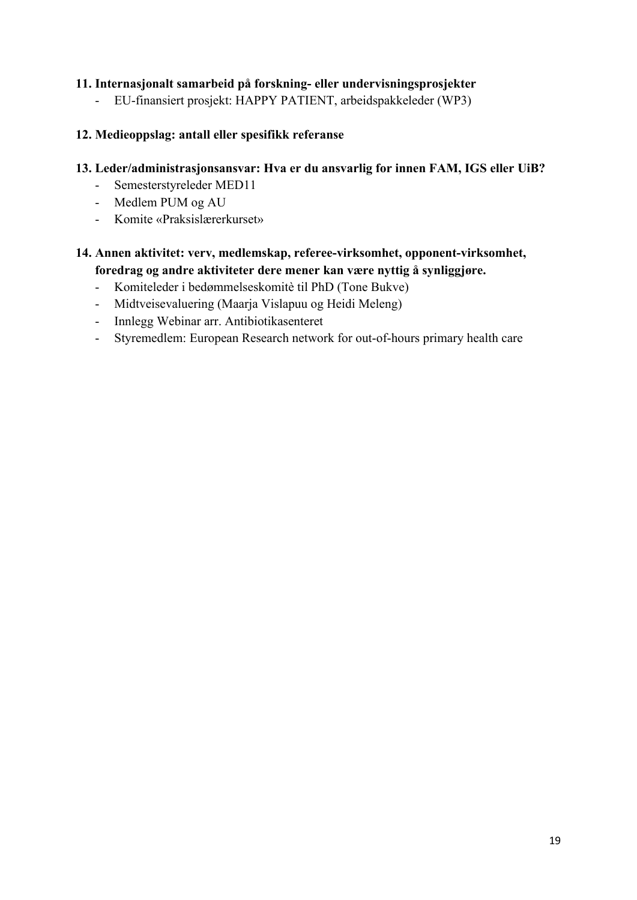**11. Internasjonalt samarbeid på forskning- eller undervisningsprosjekter**

- EU-finansiert prosjekt: HAPPY PATIENT, arbeidspakkeleder (WP3)

**12. Medieoppslag: antall eller spesifikk referanse**

**13. Leder/administrasjonsansvar: Hva er du ansvarlig for innen FAM, IGS eller UiB?**

- Semesterstyreleder MED11
- Medlem PUM og AU
- Komite «Praksislærerkurset»

**14. Annen aktivitet: verv, medlemskap, referee-virksomhet, opponent-virksomhet, foredrag og andre aktiviteter dere mener kan være nyttig å synliggjøre.**

- Komiteleder i bedømmelseskomitè til PhD (Tone Bukve)
- Midtveisevaluering (Maarja Vislapuu og Heidi Meleng)
- Innlegg Webinar arr. Antibiotikasenteret
- Styremedlem: European Research network for out-of-hours primary health care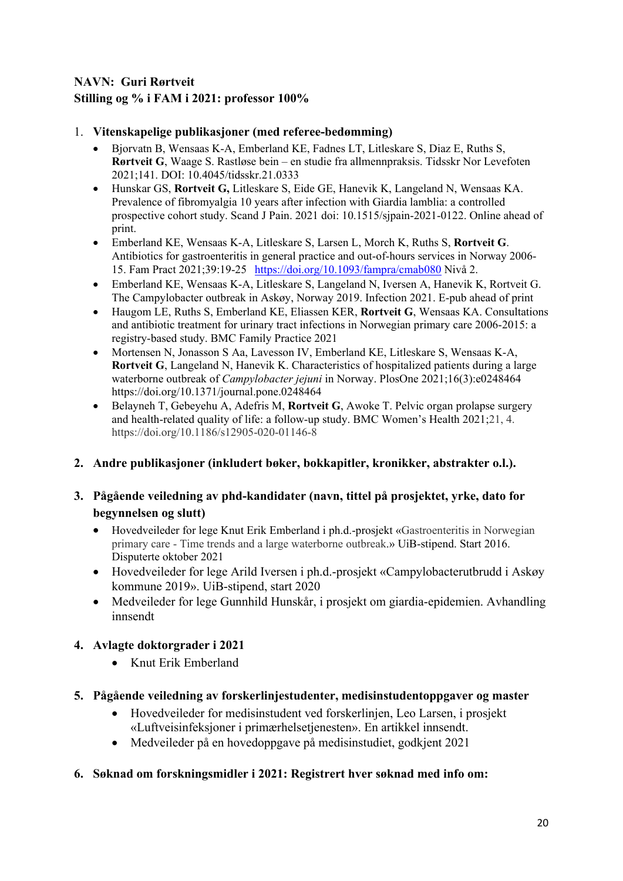**NAVN: Guri Rørtveit**
**Stilling og % i FAM i 2021: professor 100%**

1. **Vitenskapelige publikasjoner (med referee-bedømming)**
   - Bjorvatn B, Wensaas K-A, Emberland KE, Fadnes LT, Litleskare S, Diaz E, Ruths S, **Rørtveit G**, Waage S. Rastløse bein – en studie fra allmennpraksis. Tidsskr Nor Levefoten 2021;141. DOI: 10.4045/tidsskr.21.0333
   - Hunskar GS, **Rortveit G,** Litleskare S, Eide GE, Hanevik K, Langeland N, Wensaas KA. Prevalence of fibromyalgia 10 years after infection with Giardia lamblia: a controlled prospective cohort study. Scand J Pain. 2021 doi: 10.1515/sjpain-2021-0122. Online ahead of print.
   - Emberland KE, Wensaas K-A, Litleskare S, Larsen L, Morch K, Ruths S, **Rortveit G**. Antibiotics for gastroenteritis in general practice and out-of-hours services in Norway 2006-15. Fam Pract 2021;39:19-25 https://doi.org/10.1093/fampra/cmab080 Nivå 2.
   - Emberland KE, Wensaas K-A, Litleskare S, Langeland N, Iversen A, Hanevik K, Rortveit G. The Campylobacter outbreak in Askøy, Norway 2019. Infection 2021. E-pub ahead of print
   - Haugom LE, Ruths S, Emberland KE, Eliassen KER, **Rortveit G**, Wensaas KA. Consultations and antibiotic treatment for urinary tract infections in Norwegian primary care 2006-2015: a registry-based study. BMC Family Practice 2021
   - Mortensen N, Jonasson S Aa, Lavesson IV, Emberland KE, Litleskare S, Wensaas K-A, **Rortveit G**, Langeland N, Hanevik K. Characteristics of hospitalized patients during a large waterborne outbreak of *Campylobacter jejuni* in Norway. PlosOne 2021;16(3):e0248464 https://doi.org/10.1371/journal.pone.0248464
   - Belayneh T, Gebeyehu A, Adefris M, **Rortveit G**, Awoke T. Pelvic organ prolapse surgery and health-related quality of life: a follow-up study. BMC Women's Health 2021;21, 4. https://doi.org/10.1186/s12905-020-01146-8

2. **Andre publikasjoner (inkludert bøker, bokkapitler, kronikker, abstrakter o.l.).**

3. **Pågående veiledning av phd-kandidater (navn, tittel på prosjektet, yrke, dato for begynnelsen og slutt)**
   - Hovedveileder for lege Knut Erik Emberland i ph.d.-prosjekt «Gastroenteritis in Norwegian primary care - Time trends and a large waterborne outbreak.» UiB-stipend. Start 2016. Disputerte oktober 2021
   - Hovedveileder for lege Arild Iversen i ph.d.-prosjekt «Campylobacterutbrudd i Askøy kommune 2019». UiB-stipend, start 2020
   - Medveileder for lege Gunnhild Hunskår, i prosjekt om giardia-epidemien. Avhandling innsendt

4. **Avlagte doktorgrader i 2021**
   - Knut Erik Emberland

5. **Pågående veiledning av forskerlinjestudenter, medisinstudentoppgaver og master**
   - Hovedveileder for medisinstudent ved forskerlinjen, Leo Larsen, i prosjekt «Luftveisinfeksjoner i primærhelsetjenesten». En artikkel innsendt.
   - Medveileder på en hovedoppgave på medisinstudiet, godkjent 2021

6. **Søknad om forskningsmidler i 2021: Registrert hver søknad med info om:**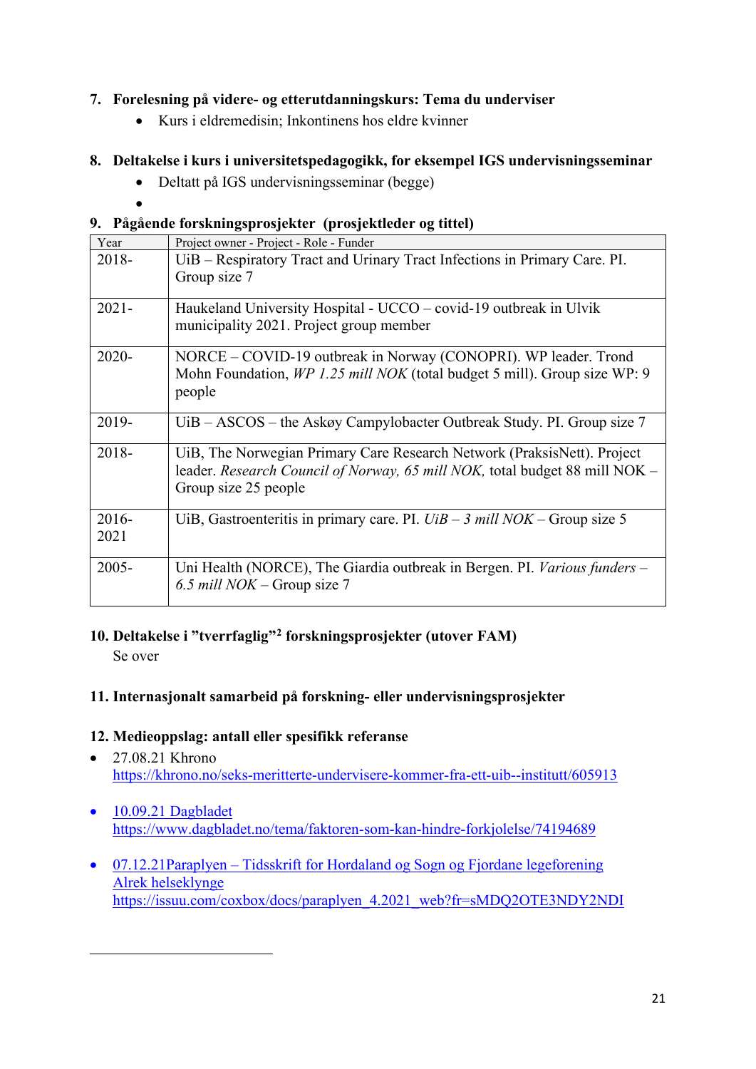7. **Forelesning på videre- og etterutdanningskurs: Tema du underviser**
    - Kurs i eldremedisin; Inkontinens hos eldre kvinner

8. **Deltakelse i kurs i universitetspedagogikk, for eksempel IGS undervisningsseminar**
    - Deltatt på IGS undervisningsseminar (begge)
    - 

9. **Pågående forskningsprosjekter (prosjektleder og tittel)**

| Year | Project owner - Project - Role - Funder |
|---|---|
| 2018- | UiB – Respiratory Tract and Urinary Tract Infections in Primary Care. PI. Group size 7 |
| 2021- | Haukeland University Hospital - UCCO – covid-19 outbreak in Ulvik municipality 2021. Project group member |
| 2020- | NORCE – COVID-19 outbreak in Norway (CONOPRI). WP leader. Trond Mohn Foundation, *WP 1.25 mill NOK* (total budget 5 mill). Group size WP: 9 people |
| 2019- | UiB – ASCOS – the Askøy Campylobacter Outbreak Study. PI. Group size 7 |
| 2018- | UiB, The Norwegian Primary Care Research Network (PraksisNett). Project leader. *Research Council of Norway, 65 mill NOK,* total budget 88 mill NOK – Group size 25 people |
| 2016-2021 | UiB, Gastroenteritis in primary care. PI. *UiB – 3 mill NOK* – Group size 5 |
| 2005- | Uni Health (NORCE), The Giardia outbreak in Bergen. PI. *Various funders – 6.5 mill NOK* – Group size 7 |

10. **Deltakelse i "tverrfaglig"[2] forskningsprosjekter (utover FAM)**

    Se over

11. **Internasjonalt samarbeid på forskning- eller undervisningsprosjekter**

12. **Medieoppslag: antall eller spesifikk referanse**

- 27.08.21 Khrono
  https://khrono.no/seks-meritterte-undervisere-kommer-fra-ett-uib--institutt/605913
- 10.09.21 Dagbladet
  https://www.dagbladet.no/tema/faktoren-som-kan-hindre-forkjolelse/74194689
- 07.12.21Paraplyen – Tidsskrift for Hordaland og Sogn og Fjordane legeforening Alrek helseklynge
  https://issuu.com/coxbox/docs/paraplyen_4.2021_web?fr=sMDQ2OTE3NDY2NDI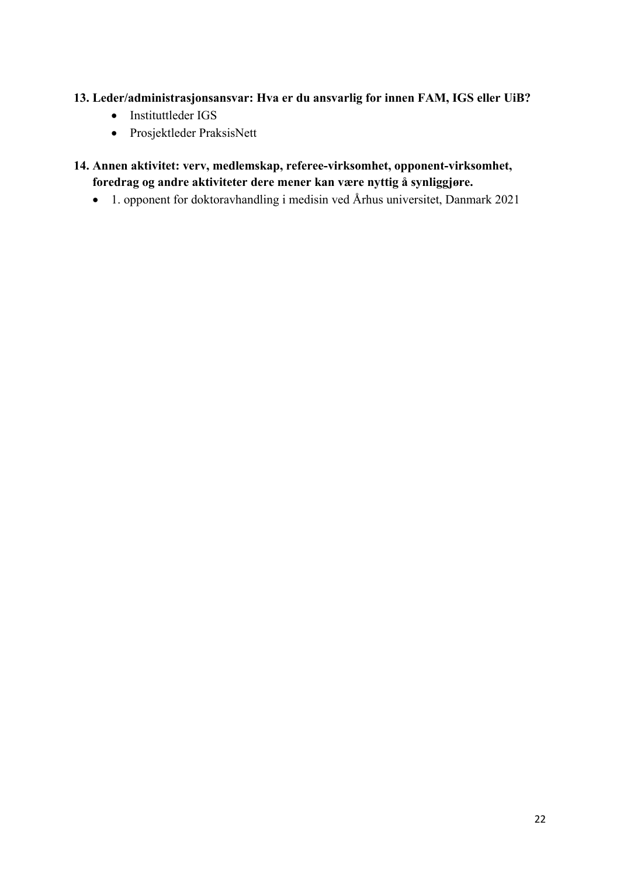**13. Leder/administrasjonsansvar: Hva er du ansvarlig for innen FAM, IGS eller UiB?**

- Instituttleder IGS
- Prosjektleder PraksisNett

**14. Annen aktivitet: verv, medlemskap, referee-virksomhet, opponent-virksomhet, foredrag og andre aktiviteter dere mener kan være nyttig å synliggjøre.**

- 1. opponent for doktoravhandling i medisin ved Århus universitet, Danmark 2021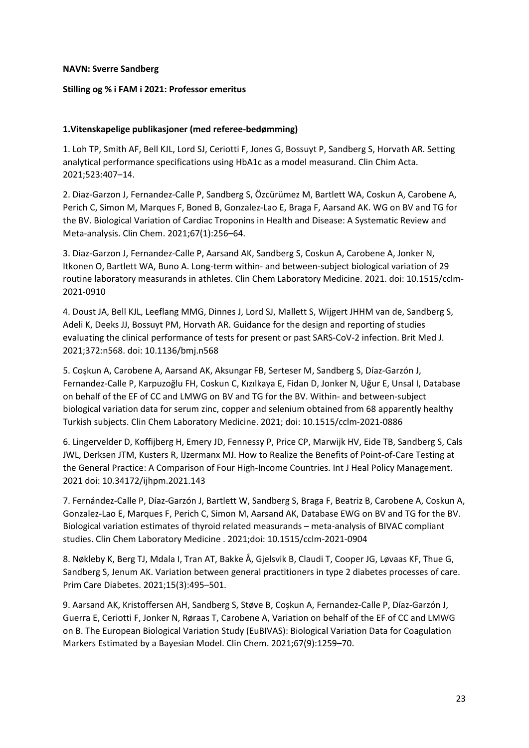**NAVN: Sverre Sandberg**

**Stilling og % i FAM i 2021: Professor emeritus**

**1.Vitenskapelige publikasjoner (med referee-bedømming)**

1. Loh TP, Smith AF, Bell KJL, Lord SJ, Ceriotti F, Jones G, Bossuyt P, Sandberg S, Horvath AR. Setting analytical performance specifications using HbA1c as a model measurand. Clin Chim Acta. 2021;523:407–14.

2. Diaz-Garzon J, Fernandez-Calle P, Sandberg S, Özcürümez M, Bartlett WA, Coskun A, Carobene A, Perich C, Simon M, Marques F, Boned B, Gonzalez-Lao E, Braga F, Aarsand AK. WG on BV and TG for the BV. Biological Variation of Cardiac Troponins in Health and Disease: A Systematic Review and Meta-analysis. Clin Chem. 2021;67(1):256–64.

3. Diaz-Garzon J, Fernandez-Calle P, Aarsand AK, Sandberg S, Coskun A, Carobene A, Jonker N, Itkonen O, Bartlett WA, Buno A. Long-term within- and between-subject biological variation of 29 routine laboratory measurands in athletes. Clin Chem Laboratory Medicine. 2021. doi: 10.1515/cclm-2021-0910

4. Doust JA, Bell KJL, Leeflang MMG, Dinnes J, Lord SJ, Mallett S, Wijgert JHHM van de, Sandberg S, Adeli K, Deeks JJ, Bossuyt PM, Horvath AR. Guidance for the design and reporting of studies evaluating the clinical performance of tests for present or past SARS-CoV-2 infection. Brit Med J. 2021;372:n568. doi: 10.1136/bmj.n568

5. Coşkun A, Carobene A, Aarsand AK, Aksungar FB, Serteser M, Sandberg S, Díaz-Garzón J, Fernandez-Calle P, Karpuzoğlu FH, Coskun C, Kızılkaya E, Fidan D, Jonker N, Uğur E, Unsal I, Database on behalf of the EF of CC and LMWG on BV and TG for the BV. Within- and between-subject biological variation data for serum zinc, copper and selenium obtained from 68 apparently healthy Turkish subjects. Clin Chem Laboratory Medicine. 2021; doi: 10.1515/cclm-2021-0886

6. Lingervelder D, Koffijberg H, Emery JD, Fennessy P, Price CP, Marwijk HV, Eide TB, Sandberg S, Cals JWL, Derksen JTM, Kusters R, IJzermanx MJ. How to Realize the Benefits of Point-of-Care Testing at the General Practice: A Comparison of Four High-Income Countries. Int J Heal Policy Management. 2021 doi: 10.34172/ijhpm.2021.143

7. Fernández-Calle P, Díaz-Garzón J, Bartlett W, Sandberg S, Braga F, Beatriz B, Carobene A, Coskun A, Gonzalez-Lao E, Marques F, Perich C, Simon M, Aarsand AK, Database EWG on BV and TG for the BV. Biological variation estimates of thyroid related measurands – meta-analysis of BIVAC compliant studies. Clin Chem Laboratory Medicine . 2021;doi: 10.1515/cclm-2021-0904

8. Nøkleby K, Berg TJ, Mdala I, Tran AT, Bakke Å, Gjelsvik B, Claudi T, Cooper JG, Løvaas KF, Thue G, Sandberg S, Jenum AK. Variation between general practitioners in type 2 diabetes processes of care. Prim Care Diabetes. 2021;15(3):495–501.

9. Aarsand AK, Kristoffersen AH, Sandberg S, Støve B, Coşkun A, Fernandez-Calle P, Díaz-Garzón J, Guerra E, Ceriotti F, Jonker N, Røraas T, Carobene A, Variation on behalf of the EF of CC and LMWG on B. The European Biological Variation Study (EuBIVAS): Biological Variation Data for Coagulation Markers Estimated by a Bayesian Model. Clin Chem. 2021;67(9):1259–70.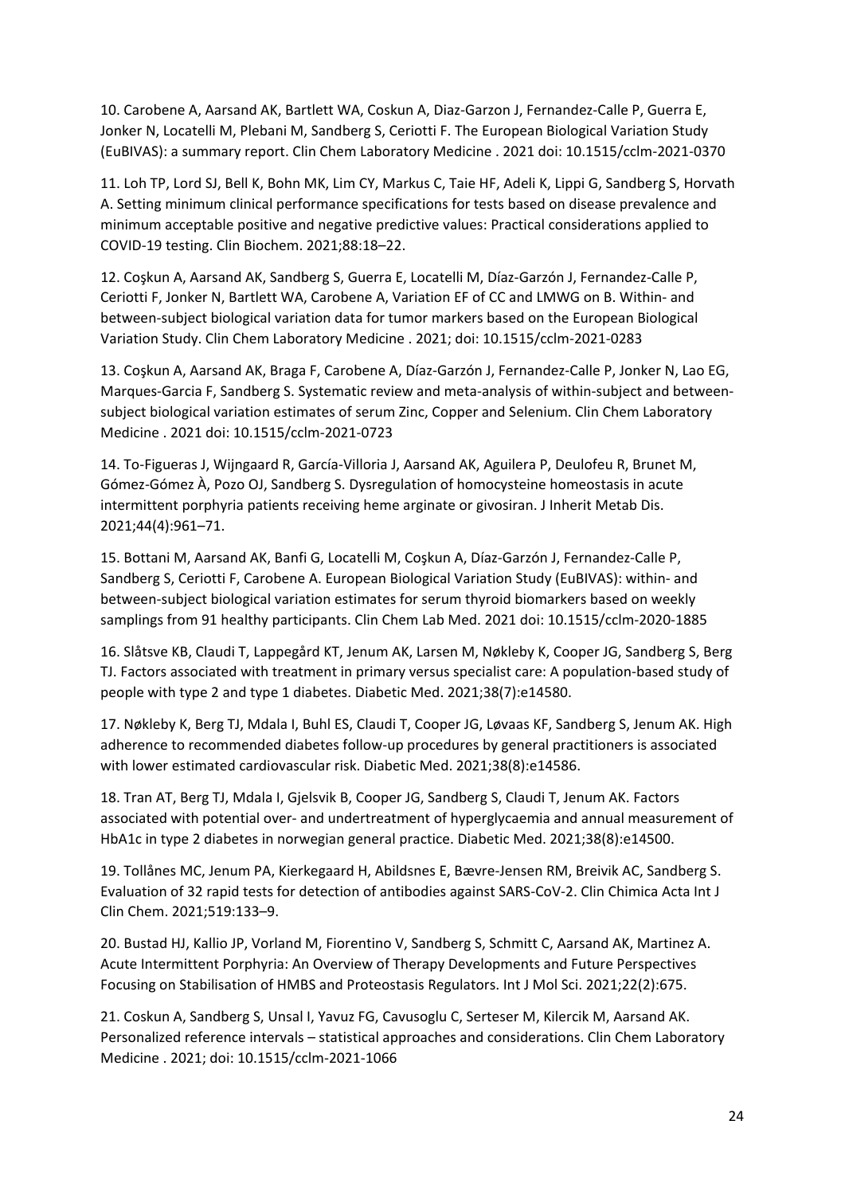10. Carobene A, Aarsand AK, Bartlett WA, Coskun A, Diaz-Garzon J, Fernandez-Calle P, Guerra E, Jonker N, Locatelli M, Plebani M, Sandberg S, Ceriotti F. The European Biological Variation Study (EuBIVAS): a summary report. Clin Chem Laboratory Medicine . 2021 doi: 10.1515/cclm-2021-0370

11. Loh TP, Lord SJ, Bell K, Bohn MK, Lim CY, Markus C, Taie HF, Adeli K, Lippi G, Sandberg S, Horvath A. Setting minimum clinical performance specifications for tests based on disease prevalence and minimum acceptable positive and negative predictive values: Practical considerations applied to COVID-19 testing. Clin Biochem. 2021;88:18–22.

12. Coşkun A, Aarsand AK, Sandberg S, Guerra E, Locatelli M, Díaz-Garzón J, Fernandez-Calle P, Ceriotti F, Jonker N, Bartlett WA, Carobene A, Variation EF of CC and LMWG on B. Within- and between-subject biological variation data for tumor markers based on the European Biological Variation Study. Clin Chem Laboratory Medicine . 2021; doi: 10.1515/cclm-2021-0283

13. Coşkun A, Aarsand AK, Braga F, Carobene A, Díaz-Garzón J, Fernandez-Calle P, Jonker N, Lao EG, Marques-Garcia F, Sandberg S. Systematic review and meta-analysis of within-subject and between-subject biological variation estimates of serum Zinc, Copper and Selenium. Clin Chem Laboratory Medicine . 2021 doi: 10.1515/cclm-2021-0723

14. To-Figueras J, Wijngaard R, García-Villoria J, Aarsand AK, Aguilera P, Deulofeu R, Brunet M, Gómez-Gómez À, Pozo OJ, Sandberg S. Dysregulation of homocysteine homeostasis in acute intermittent porphyria patients receiving heme arginate or givosiran. J Inherit Metab Dis. 2021;44(4):961–71.

15. Bottani M, Aarsand AK, Banfi G, Locatelli M, Coşkun A, Díaz-Garzón J, Fernandez-Calle P, Sandberg S, Ceriotti F, Carobene A. European Biological Variation Study (EuBIVAS): within- and between-subject biological variation estimates for serum thyroid biomarkers based on weekly samplings from 91 healthy participants. Clin Chem Lab Med. 2021 doi: 10.1515/cclm-2020-1885

16. Slåtsve KB, Claudi T, Lappegård KT, Jenum AK, Larsen M, Nøkleby K, Cooper JG, Sandberg S, Berg TJ. Factors associated with treatment in primary versus specialist care: A population-based study of people with type 2 and type 1 diabetes. Diabetic Med. 2021;38(7):e14580.

17. Nøkleby K, Berg TJ, Mdala I, Buhl ES, Claudi T, Cooper JG, Løvaas KF, Sandberg S, Jenum AK. High adherence to recommended diabetes follow-up procedures by general practitioners is associated with lower estimated cardiovascular risk. Diabetic Med. 2021;38(8):e14586.

18. Tran AT, Berg TJ, Mdala I, Gjelsvik B, Cooper JG, Sandberg S, Claudi T, Jenum AK. Factors associated with potential over- and undertreatment of hyperglycaemia and annual measurement of HbA1c in type 2 diabetes in norwegian general practice. Diabetic Med. 2021;38(8):e14500.

19. Tollånes MC, Jenum PA, Kierkegaard H, Abildsnes E, Bævre-Jensen RM, Breivik AC, Sandberg S. Evaluation of 32 rapid tests for detection of antibodies against SARS-CoV-2. Clin Chimica Acta Int J Clin Chem. 2021;519:133–9.

20. Bustad HJ, Kallio JP, Vorland M, Fiorentino V, Sandberg S, Schmitt C, Aarsand AK, Martinez A. Acute Intermittent Porphyria: An Overview of Therapy Developments and Future Perspectives Focusing on Stabilisation of HMBS and Proteostasis Regulators. Int J Mol Sci. 2021;22(2):675.

21. Coskun A, Sandberg S, Unsal I, Yavuz FG, Cavusoglu C, Serteser M, Kilercik M, Aarsand AK. Personalized reference intervals – statistical approaches and considerations. Clin Chem Laboratory Medicine . 2021; doi: 10.1515/cclm-2021-1066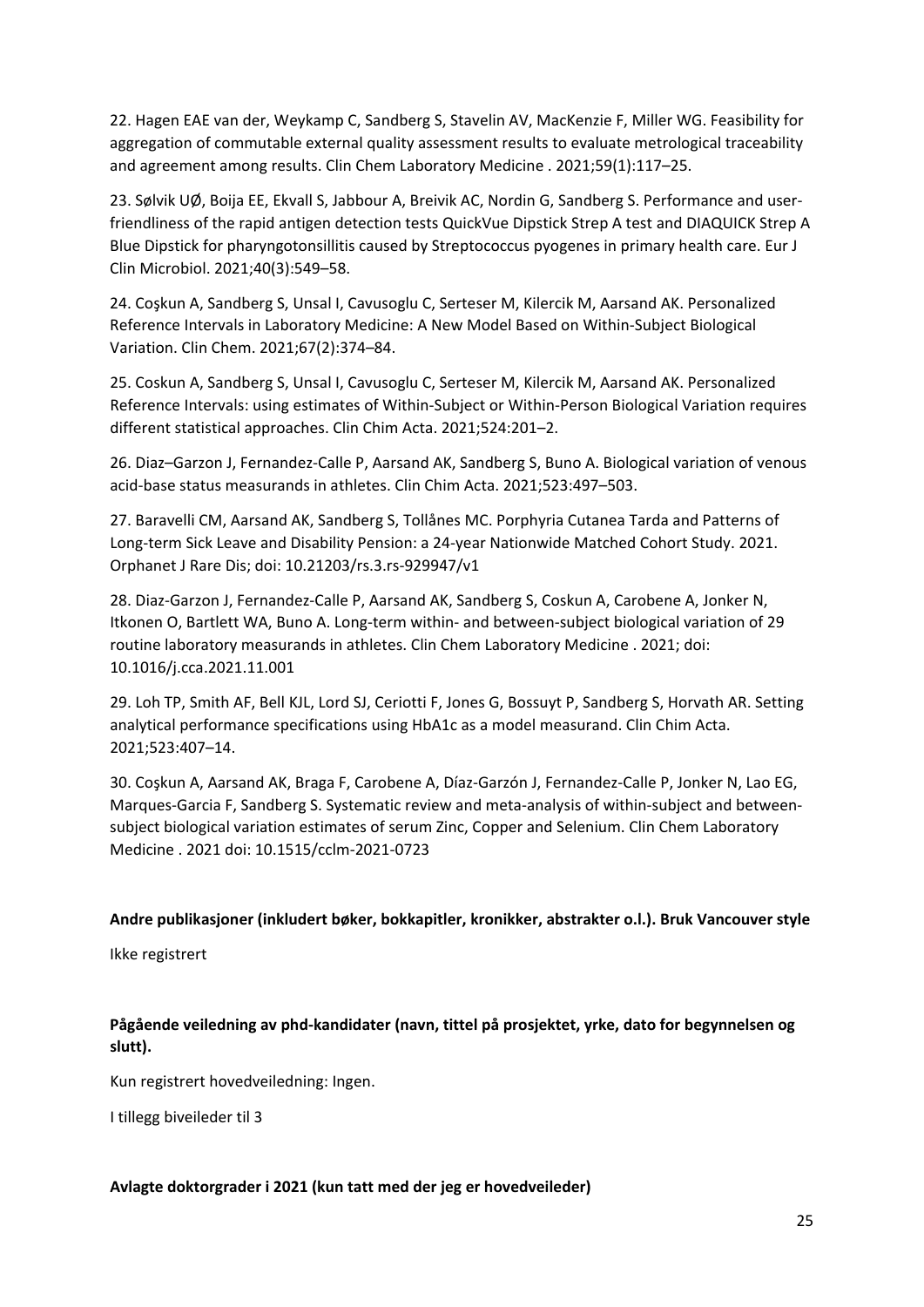22. Hagen EAE van der, Weykamp C, Sandberg S, Stavelin AV, MacKenzie F, Miller WG. Feasibility for aggregation of commutable external quality assessment results to evaluate metrological traceability and agreement among results. Clin Chem Laboratory Medicine . 2021;59(1):117–25.

23. Sølvik UØ, Boija EE, Ekvall S, Jabbour A, Breivik AC, Nordin G, Sandberg S. Performance and user-friendliness of the rapid antigen detection tests QuickVue Dipstick Strep A test and DIAQUICK Strep A Blue Dipstick for pharyngotonsillitis caused by Streptococcus pyogenes in primary health care. Eur J Clin Microbiol. 2021;40(3):549–58.

24. Coşkun A, Sandberg S, Unsal I, Cavusoglu C, Serteser M, Kilercik M, Aarsand AK. Personalized Reference Intervals in Laboratory Medicine: A New Model Based on Within-Subject Biological Variation. Clin Chem. 2021;67(2):374–84.

25. Coskun A, Sandberg S, Unsal I, Cavusoglu C, Serteser M, Kilercik M, Aarsand AK. Personalized Reference Intervals: using estimates of Within-Subject or Within-Person Biological Variation requires different statistical approaches. Clin Chim Acta. 2021;524:201–2.

26. Diaz–Garzon J, Fernandez-Calle P, Aarsand AK, Sandberg S, Buno A. Biological variation of venous acid-base status measurands in athletes. Clin Chim Acta. 2021;523:497–503.

27. Baravelli CM, Aarsand AK, Sandberg S, Tollånes MC. Porphyria Cutanea Tarda and Patterns of Long-term Sick Leave and Disability Pension: a 24-year Nationwide Matched Cohort Study. 2021. Orphanet J Rare Dis; doi: 10.21203/rs.3.rs-929947/v1

28. Diaz-Garzon J, Fernandez-Calle P, Aarsand AK, Sandberg S, Coskun A, Carobene A, Jonker N, Itkonen O, Bartlett WA, Buno A. Long-term within- and between-subject biological variation of 29 routine laboratory measurands in athletes. Clin Chem Laboratory Medicine . 2021; doi: 10.1016/j.cca.2021.11.001

29. Loh TP, Smith AF, Bell KJL, Lord SJ, Ceriotti F, Jones G, Bossuyt P, Sandberg S, Horvath AR. Setting analytical performance specifications using HbA1c as a model measurand. Clin Chim Acta. 2021;523:407–14.

30. Coşkun A, Aarsand AK, Braga F, Carobene A, Díaz-Garzón J, Fernandez-Calle P, Jonker N, Lao EG, Marques-Garcia F, Sandberg S. Systematic review and meta-analysis of within-subject and between-subject biological variation estimates of serum Zinc, Copper and Selenium. Clin Chem Laboratory Medicine . 2021 doi: 10.1515/cclm-2021-0723

**Andre publikasjoner (inkludert bøker, bokkapitler, kronikker, abstrakter o.l.). Bruk Vancouver style**

Ikke registrert

**Pågående veiledning av phd-kandidater (navn, tittel på prosjektet, yrke, dato for begynnelsen og slutt).**

Kun registrert hovedveiledning: Ingen.

I tillegg biveileder til 3

**Avlagte doktorgrader i 2021 (kun tatt med der jeg er hovedveileder)**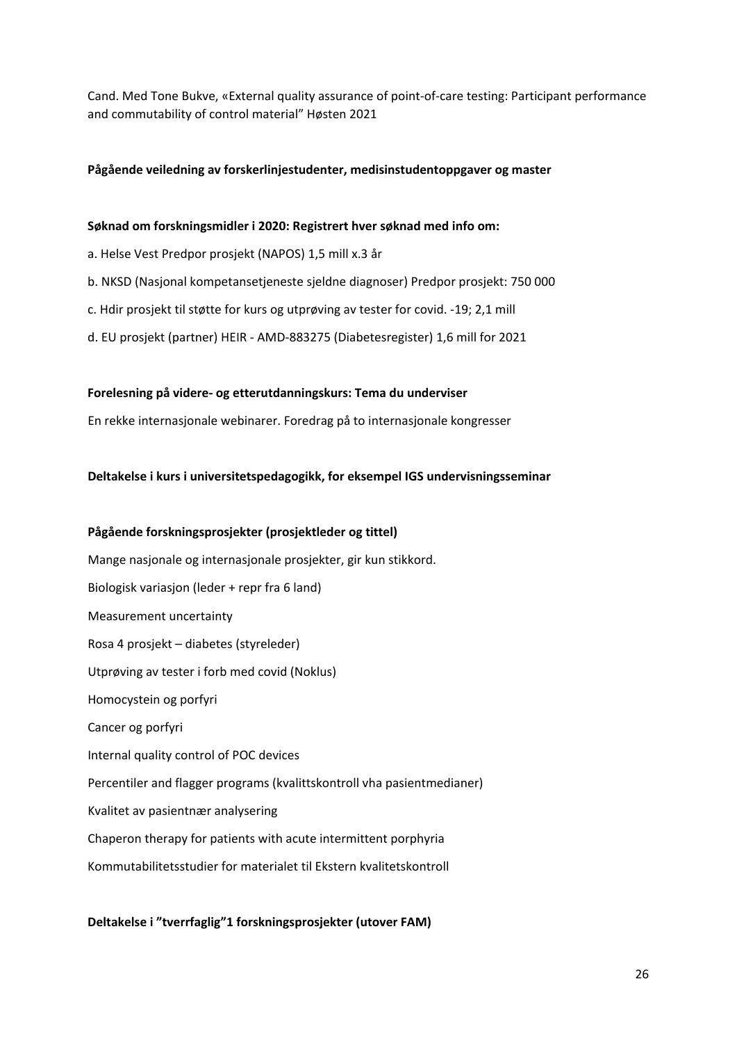Cand. Med Tone Bukve, «External quality assurance of point-of-care testing: Participant performance and commutability of control material" Høsten 2021

**Pågående veiledning av forskerlinjestudenter, medisinstudentoppgaver og master**

**Søknad om forskningsmidler i 2020: Registrert hver søknad med info om:**

a. Helse Vest Predpor prosjekt (NAPOS) 1,5 mill x.3 år

b. NKSD (Nasjonal kompetansetjeneste sjeldne diagnoser) Predpor prosjekt: 750 000

c. Hdir prosjekt til støtte for kurs og utprøving av tester for covid. -19; 2,1 mill

d. EU prosjekt (partner) HEIR - AMD-883275 (Diabetesregister) 1,6 mill for 2021

**Forelesning på videre- og etterutdanningskurs: Tema du underviser**

En rekke internasjonale webinarer. Foredrag på to internasjonale kongresser

**Deltakelse i kurs i universitetspedagogikk, for eksempel IGS undervisningsseminar**

**Pågående forskningsprosjekter (prosjektleder og tittel)**

Mange nasjonale og internasjonale prosjekter, gir kun stikkord.

Biologisk variasjon (leder + repr fra 6 land)

Measurement uncertainty

Rosa 4 prosjekt – diabetes (styreleder)

Utprøving av tester i forb med covid (Noklus)

Homocystein og porfyri

Cancer og porfyri

Internal quality control of POC devices

Percentiler and flagger programs (kvalittskontroll vha pasientmedianer)

Kvalitet av pasientnær analysering

Chaperon therapy for patients with acute intermittent porphyria

Kommutabilitetsstudier for materialet til Ekstern kvalitetskontroll

**Deltakelse i "tverrfaglig"[1] forskningsprosjekter (utover FAM)**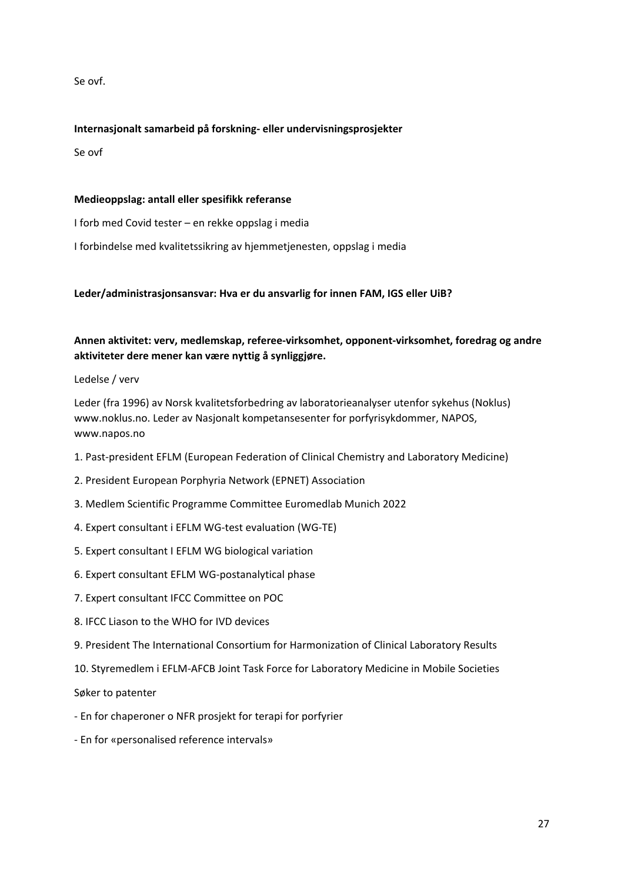Se ovf.

**Internasjonalt samarbeid på forskning- eller undervisningsprosjekter**

Se ovf

**Medieoppslag: antall eller spesifikk referanse**

I forb med Covid tester – en rekke oppslag i media

I forbindelse med kvalitetssikring av hjemmetjenesten, oppslag i media

**Leder/administrasjonsansvar: Hva er du ansvarlig for innen FAM, IGS eller UiB?**

**Annen aktivitet: verv, medlemskap, referee-virksomhet, opponent-virksomhet, foredrag og andre aktiviteter dere mener kan være nyttig å synliggjøre.**

Ledelse / verv

Leder (fra 1996) av Norsk kvalitetsforbedring av laboratorieanalyser utenfor sykehus (Noklus) www.noklus.no. Leder av Nasjonalt kompetansesenter for porfyrisykdommer, NAPOS, www.napos.no

1. Past-president EFLM (European Federation of Clinical Chemistry and Laboratory Medicine)
2. President European Porphyria Network (EPNET) Association
3. Medlem Scientific Programme Committee Euromedlab Munich 2022
4. Expert consultant i EFLM WG-test evaluation (WG-TE)
5. Expert consultant I EFLM WG biological variation
6. Expert consultant EFLM WG-postanalytical phase
7. Expert consultant IFCC Committee on POC
8. IFCC Liason to the WHO for IVD devices
9. President The International Consortium for Harmonization of Clinical Laboratory Results
10. Styremedlem i EFLM-AFCB Joint Task Force for Laboratory Medicine in Mobile Societies

Søker to patenter

- En for chaperoner o NFR prosjekt for terapi for porfyrier
- En for «personalised reference intervals»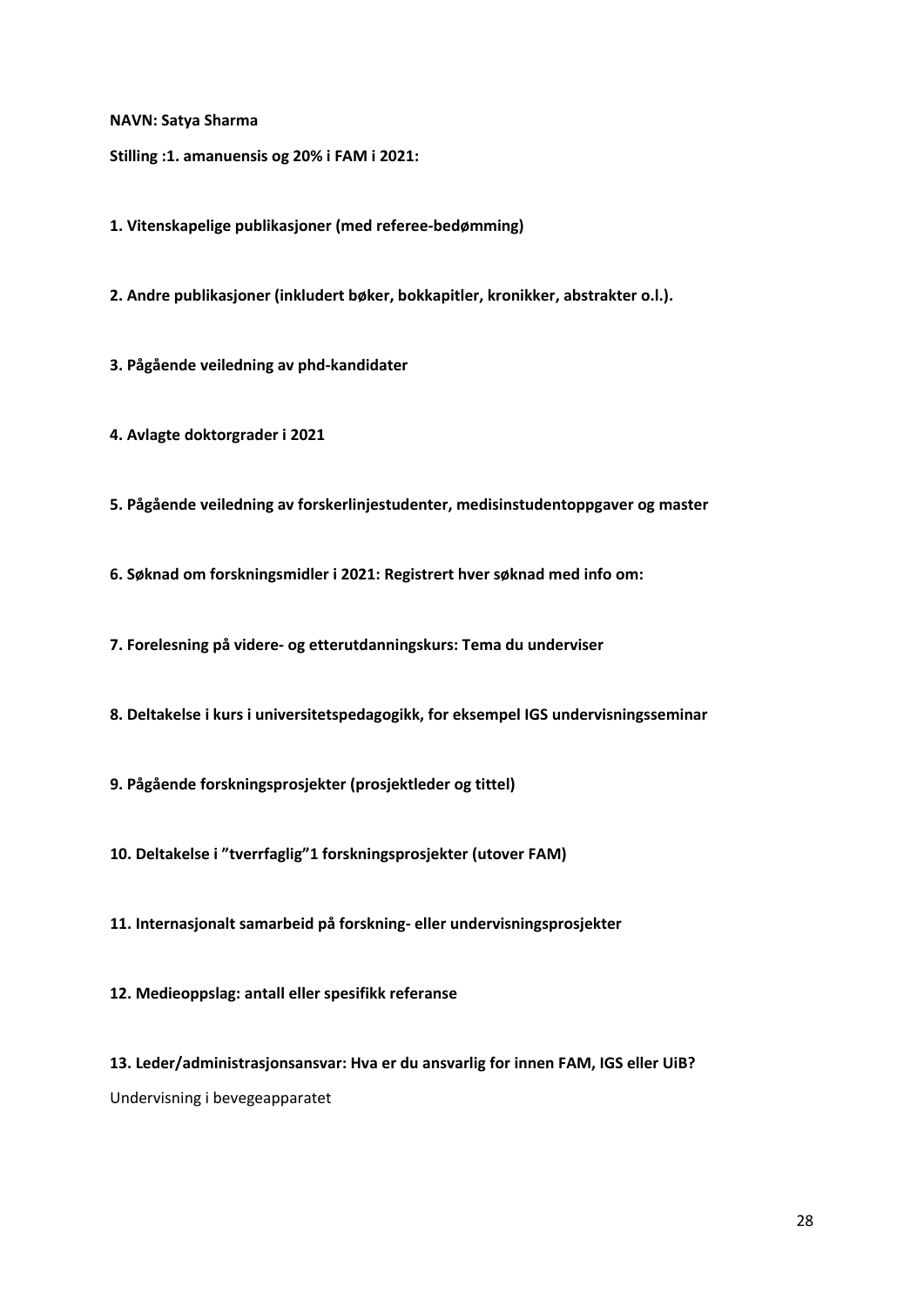**NAVN: Satya Sharma**

**Stilling :1. amanuensis og 20% i FAM i 2021:**

**1. Vitenskapelige publikasjoner (med referee-bedømming)**

**2. Andre publikasjoner (inkludert bøker, bokkapitler, kronikker, abstrakter o.l.).**

**3. Pågående veiledning av phd-kandidater**

**4. Avlagte doktorgrader i 2021**

**5. Pågående veiledning av forskerlinjestudenter, medisinstudentoppgaver og master**

**6. Søknad om forskningsmidler i 2021: Registrert hver søknad med info om:**

**7. Forelesning på videre- og etterutdanningskurs: Tema du underviser**

**8. Deltakelse i kurs i universitetspedagogikk, for eksempel IGS undervisningsseminar**

**9. Pågående forskningsprosjekter (prosjektleder og tittel)**

**10. Deltakelse i "tverrfaglig"1 forskningsprosjekter (utover FAM)**

**11. Internasjonalt samarbeid på forskning- eller undervisningsprosjekter**

**12. Medieoppslag: antall eller spesifikk referanse**

**13. Leder/administrasjonsansvar: Hva er du ansvarlig for innen FAM, IGS eller UiB?**

Undervisning i bevegeapparatet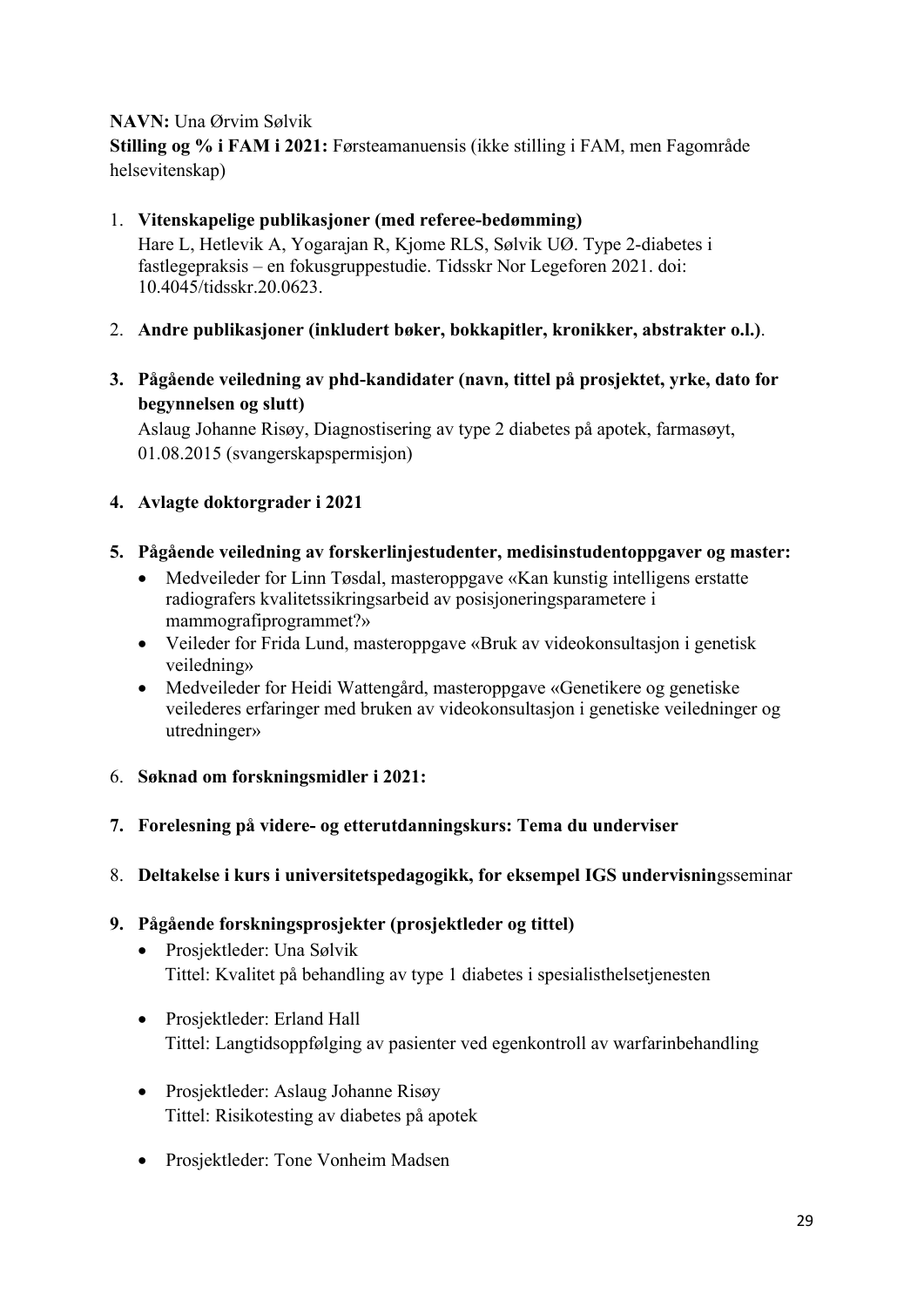**NAVN:** Una Ørvim Sølvik

**Stilling og % i FAM i 2021:** Førsteamanuensis (ikke stilling i FAM, men Fagområde helsevitenskap)

1. **Vitenskapelige publikasjoner (med referee-bedømming)**
   Hare L, Hetlevik A, Yogarajan R, Kjome RLS, Sølvik UØ. Type 2-diabetes i fastlegepraksis – en fokusgruppestudie. Tidsskr Nor Legeforen 2021. doi: 10.4045/tidsskr.20.0623.

2. **Andre publikasjoner (inkludert bøker, bokkapitler, kronikker, abstrakter o.l.)**.

3. **Pågående veiledning av phd-kandidater (navn, tittel på prosjektet, yrke, dato for begynnelsen og slutt)**
   Aslaug Johanne Risøy, Diagnostisering av type 2 diabetes på apotek, farmasøyt, 01.08.2015 (svangerskapspermisjon)

4. **Avlagte doktorgrader i 2021**

5. **Pågående veiledning av forskerlinjestudenter, medisinstudentoppgaver og master:**
   - Medveileder for Linn Tøsdal, masteroppgave «Kan kunstig intelligens erstatte radiografers kvalitetssikringsarbeid av posisjoneringsparametere i mammografiprogrammet?»
   - Veileder for Frida Lund, masteroppgave «Bruk av videokonsultasjon i genetisk veiledning»
   - Medveileder for Heidi Wattengård, masteroppgave «Genetikere og genetiske veilederes erfaringer med bruken av videokonsultasjon i genetiske veiledninger og utredninger»

6. **Søknad om forskningsmidler i 2021:**

7. **Forelesning på videre- og etterutdanningskurs: Tema du underviser**

8. **Deltakelse i kurs i universitetspedagogikk, for eksempel IGS undervisnin**gsseminar

9. **Pågående forskningsprosjekter (prosjektleder og tittel)**
   - Prosjektleder: Una Sølvik
     Tittel: Kvalitet på behandling av type 1 diabetes i spesialisthelsetjenesten
   - Prosjektleder: Erland Hall
     Tittel: Langtidsoppfølging av pasienter ved egenkontroll av warfarinbehandling
   - Prosjektleder: Aslaug Johanne Risøy
     Tittel: Risikotesting av diabetes på apotek
   - Prosjektleder: Tone Vonheim Madsen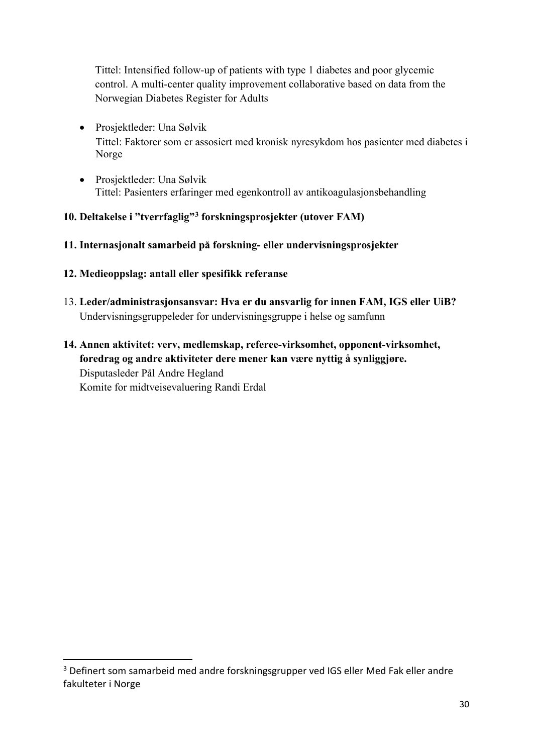Tittel: Intensified follow-up of patients with type 1 diabetes and poor glycemic control. A multi-center quality improvement collaborative based on data from the Norwegian Diabetes Register for Adults

- Prosjektleder: Una Sølvik
  Tittel: Faktorer som er assosiert med kronisk nyresykdom hos pasienter med diabetes i Norge

- Prosjektleder: Una Sølvik
  Tittel: Pasienters erfaringer med egenkontroll av antikoagulasjonsbehandling

**10. Deltakelse i "tverrfaglig"[3] forskningsprosjekter (utover FAM)**

**11. Internasjonalt samarbeid på forskning- eller undervisningsprosjekter**

**12. Medieoppslag: antall eller spesifikk referanse**

13. **Leder/administrasjonsansvar: Hva er du ansvarlig for innen FAM, IGS eller UiB?**
Undervisningsgruppeleder for undervisningsgruppe i helse og samfunn

**14. Annen aktivitet: verv, medlemskap, referee-virksomhet, opponent-virksomhet, foredrag og andre aktiviteter dere mener kan være nyttig å synliggjøre.**
Disputasleder Pål Andre Hegland
Komite for midtveisevaluering Randi Erdal

[3] Definert som samarbeid med andre forskningsgrupper ved IGS eller Med Fak eller andre fakulteter i Norge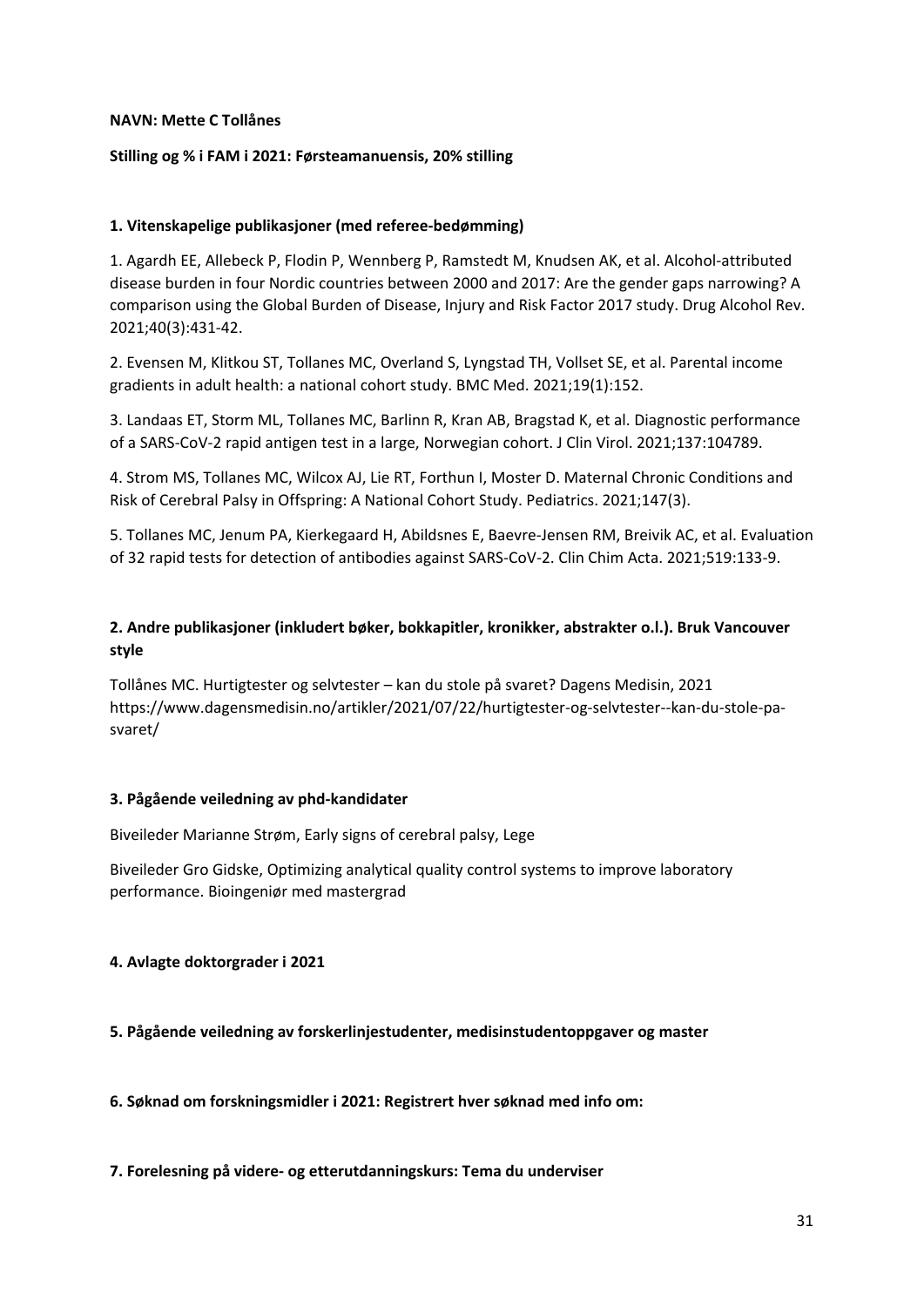**NAVN: Mette C Tollånes**

**Stilling og % i FAM i 2021: Førsteamanuensis, 20% stilling**

**1. Vitenskapelige publikasjoner (med referee-bedømming)**

1. Agardh EE, Allebeck P, Flodin P, Wennberg P, Ramstedt M, Knudsen AK, et al. Alcohol-attributed disease burden in four Nordic countries between 2000 and 2017: Are the gender gaps narrowing? A comparison using the Global Burden of Disease, Injury and Risk Factor 2017 study. Drug Alcohol Rev. 2021;40(3):431-42.

2. Evensen M, Klitkou ST, Tollanes MC, Overland S, Lyngstad TH, Vollset SE, et al. Parental income gradients in adult health: a national cohort study. BMC Med. 2021;19(1):152.

3. Landaas ET, Storm ML, Tollanes MC, Barlinn R, Kran AB, Bragstad K, et al. Diagnostic performance of a SARS-CoV-2 rapid antigen test in a large, Norwegian cohort. J Clin Virol. 2021;137:104789.

4. Strom MS, Tollanes MC, Wilcox AJ, Lie RT, Forthun I, Moster D. Maternal Chronic Conditions and Risk of Cerebral Palsy in Offspring: A National Cohort Study. Pediatrics. 2021;147(3).

5. Tollanes MC, Jenum PA, Kierkegaard H, Abildsnes E, Baevre-Jensen RM, Breivik AC, et al. Evaluation of 32 rapid tests for detection of antibodies against SARS-CoV-2. Clin Chim Acta. 2021;519:133-9.

**2. Andre publikasjoner (inkludert bøker, bokkapitler, kronikker, abstrakter o.l.). Bruk Vancouver style**

Tollånes MC. Hurtigtester og selvtester – kan du stole på svaret? Dagens Medisin, 2021 https://www.dagensmedisin.no/artikler/2021/07/22/hurtigtester-og-selvtester--kan-du-stole-pa-svaret/

**3. Pågående veiledning av phd-kandidater**

Biveileder Marianne Strøm, Early signs of cerebral palsy, Lege

Biveileder Gro Gidske, Optimizing analytical quality control systems to improve laboratory performance. Bioingeniør med mastergrad

**4. Avlagte doktorgrader i 2021**

**5. Pågående veiledning av forskerlinjestudenter, medisinstudentoppgaver og master**

**6. Søknad om forskningsmidler i 2021: Registrert hver søknad med info om:**

**7. Forelesning på videre- og etterutdanningskurs: Tema du underviser**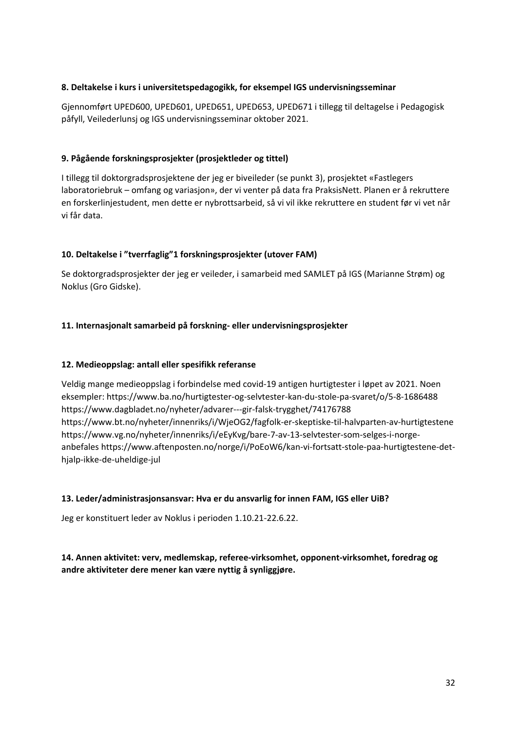**8. Deltakelse i kurs i universitetspedagogikk, for eksempel IGS undervisningsseminar**

Gjennomført UPED600, UPED601, UPED651, UPED653, UPED671 i tillegg til deltagelse i Pedagogisk påfyll, Veilederlunsj og IGS undervisningsseminar oktober 2021.

**9. Pågående forskningsprosjekter (prosjektleder og tittel)**

I tillegg til doktorgradsprosjektene der jeg er biveileder (se punkt 3), prosjektet «Fastlegers laboratoriebruk – omfang og variasjon», der vi venter på data fra PraksisNett. Planen er å rekruttere en forskerlinjestudent, men dette er nybrottsarbeid, så vi vil ikke rekruttere en student før vi vet når vi får data.

**10. Deltakelse i "tverrfaglig"1 forskningsprosjekter (utover FAM)**

Se doktorgradsprosjekter der jeg er veileder, i samarbeid med SAMLET på IGS (Marianne Strøm) og Noklus (Gro Gidske).

**11. Internasjonalt samarbeid på forskning- eller undervisningsprosjekter**

**12. Medieoppslag: antall eller spesifikk referanse**

Veldig mange medieoppslag i forbindelse med covid-19 antigen hurtigtester i løpet av 2021. Noen eksempler: https://www.ba.no/hurtigtester-og-selvtester-kan-du-stole-pa-svaret/o/5-8-1686488 https://www.dagbladet.no/nyheter/advarer---gir-falsk-trygghet/74176788 https://www.bt.no/nyheter/innenriks/i/WjeOG2/fagfolk-er-skeptiske-til-halvparten-av-hurtigtestene https://www.vg.no/nyheter/innenriks/i/eEyKvg/bare-7-av-13-selvtester-som-selges-i-norge-anbefales https://www.aftenposten.no/norge/i/PoEoW6/kan-vi-fortsatt-stole-paa-hurtigtestene-det-hjalp-ikke-de-uheldige-jul

**13. Leder/administrasjonsansvar: Hva er du ansvarlig for innen FAM, IGS eller UiB?**

Jeg er konstituert leder av Noklus i perioden 1.10.21-22.6.22.

**14. Annen aktivitet: verv, medlemskap, referee-virksomhet, opponent-virksomhet, foredrag og andre aktiviteter dere mener kan være nyttig å synliggjøre.**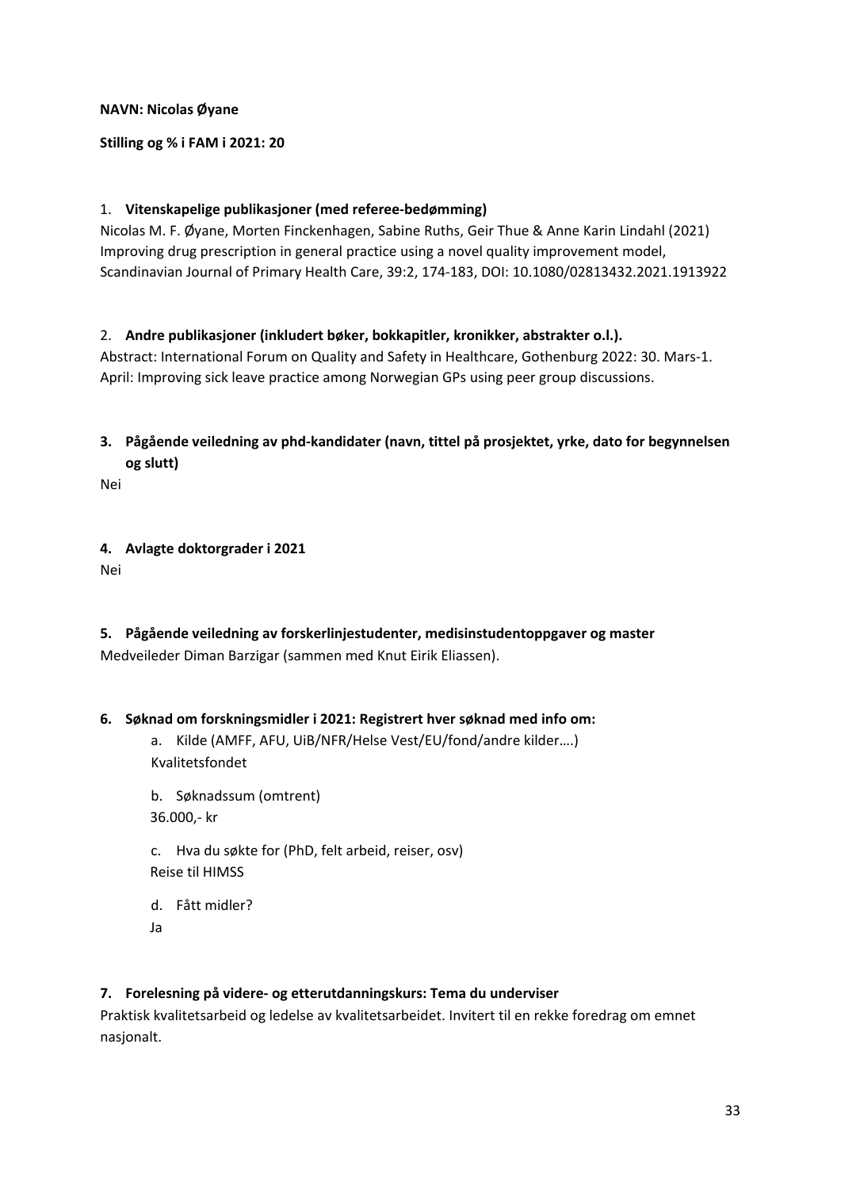**NAVN: Nicolas Øyane**

**Stilling og % i FAM i 2021: 20**

1. **Vitenskapelige publikasjoner (med referee-bedømming)**

Nicolas M. F. Øyane, Morten Finckenhagen, Sabine Ruths, Geir Thue & Anne Karin Lindahl (2021) Improving drug prescription in general practice using a novel quality improvement model, Scandinavian Journal of Primary Health Care, 39:2, 174-183, DOI: 10.1080/02813432.2021.1913922

2. **Andre publikasjoner (inkludert bøker, bokkapitler, kronikker, abstrakter o.l.).**

Abstract: International Forum on Quality and Safety in Healthcare, Gothenburg 2022: 30. Mars-1. April: Improving sick leave practice among Norwegian GPs using peer group discussions.

3. **Pågående veiledning av phd-kandidater (navn, tittel på prosjektet, yrke, dato for begynnelsen og slutt)**

Nei

4. **Avlagte doktorgrader i 2021**

Nei

5. **Pågående veiledning av forskerlinjestudenter, medisinstudentoppgaver og master**

Medveileder Diman Barzigar (sammen med Knut Eirik Eliassen).

6. **Søknad om forskningsmidler i 2021: Registrert hver søknad med info om:**

   a. Kilde (AMFF, AFU, UiB/NFR/Helse Vest/EU/fond/andre kilder….)
   Kvalitetsfondet

   b. Søknadssum (omtrent)
   36.000,- kr

   c. Hva du søkte for (PhD, felt arbeid, reiser, osv)
   Reise til HIMSS

   d. Fått midler?
   Ja

7. **Forelesning på videre- og etterutdanningskurs: Tema du underviser**

Praktisk kvalitetsarbeid og ledelse av kvalitetsarbeidet. Invitert til en rekke foredrag om emnet nasjonalt.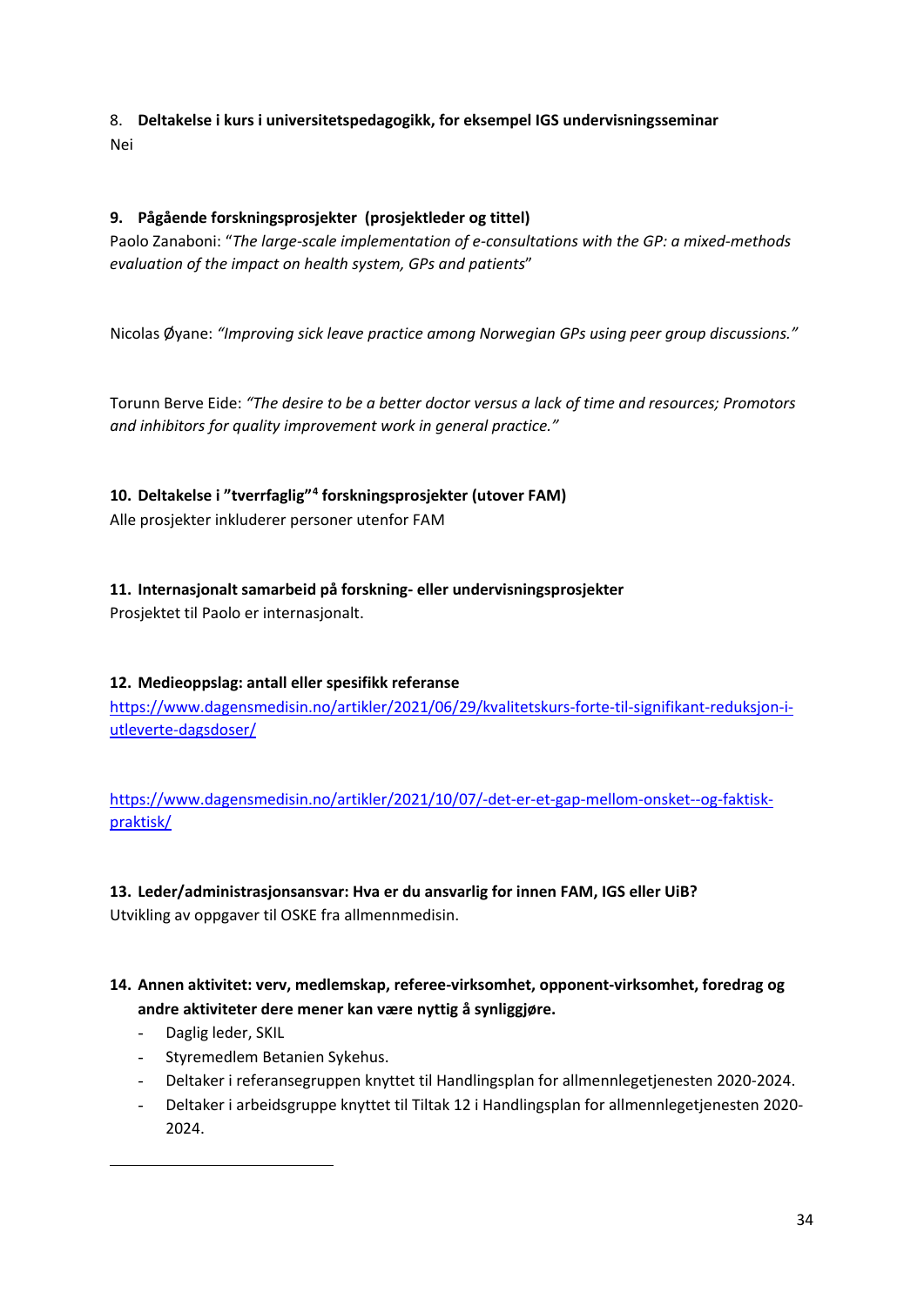8. **Deltakelse i kurs i universitetspedagogikk, for eksempel IGS undervisningsseminar**
Nei

**9. Pågående forskningsprosjekter (prosjektleder og tittel)**
Paolo Zanaboni: "*The large-scale implementation of e-consultations with the GP: a mixed-methods evaluation of the impact on health system, GPs and patients*"

Nicolas Øyane: *"Improving sick leave practice among Norwegian GPs using peer group discussions."*

Torunn Berve Eide: *"The desire to be a better doctor versus a lack of time and resources; Promotors and inhibitors for quality improvement work in general practice."*

**10. Deltakelse i "tverrfaglig"[4] forskningsprosjekter (utover FAM)**
Alle prosjekter inkluderer personer utenfor FAM

**11. Internasjonalt samarbeid på forskning- eller undervisningsprosjekter**
Prosjektet til Paolo er internasjonalt.

**12. Medieoppslag: antall eller spesifikk referanse**
https://www.dagensmedisin.no/artikler/2021/06/29/kvalitetskurs-forte-til-signifikant-reduksjon-i-utleverte-dagsdoser/

https://www.dagensmedisin.no/artikler/2021/10/07/-det-er-et-gap-mellom-onsket--og-faktisk-praktisk/

**13. Leder/administrasjonsansvar: Hva er du ansvarlig for innen FAM, IGS eller UiB?**
Utvikling av oppgaver til OSKE fra allmennmedisin.

**14. Annen aktivitet: verv, medlemskap, referee-virksomhet, opponent-virksomhet, foredrag og andre aktiviteter dere mener kan være nyttig å synliggjøre.**

- Daglig leder, SKIL
- Styremedlem Betanien Sykehus.
- Deltaker i referansegruppen knyttet til Handlingsplan for allmennlegetjenesten 2020-2024.
- Deltaker i arbeidsgruppe knyttet til Tiltak 12 i Handlingsplan for allmennlegetjenesten 2020-2024.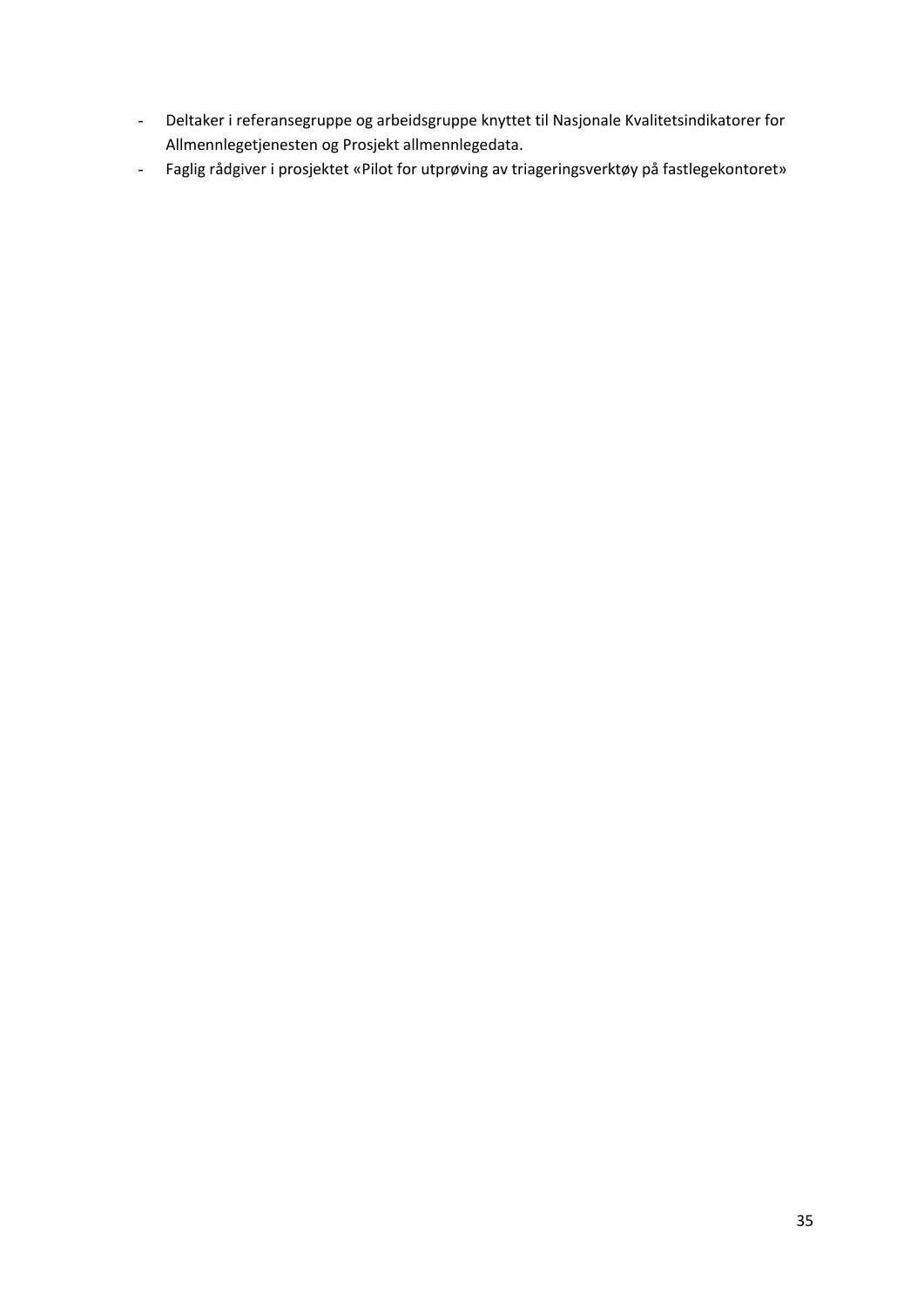- Deltaker i referansegruppe og arbeidsgruppe knyttet til Nasjonale Kvalitetsindikatorer for Allmennlegetjenesten og Prosjekt allmennlegedata.
- Faglig rådgiver i prosjektet «Pilot for utprøving av triageringsverktøy på fastlegekontoret»